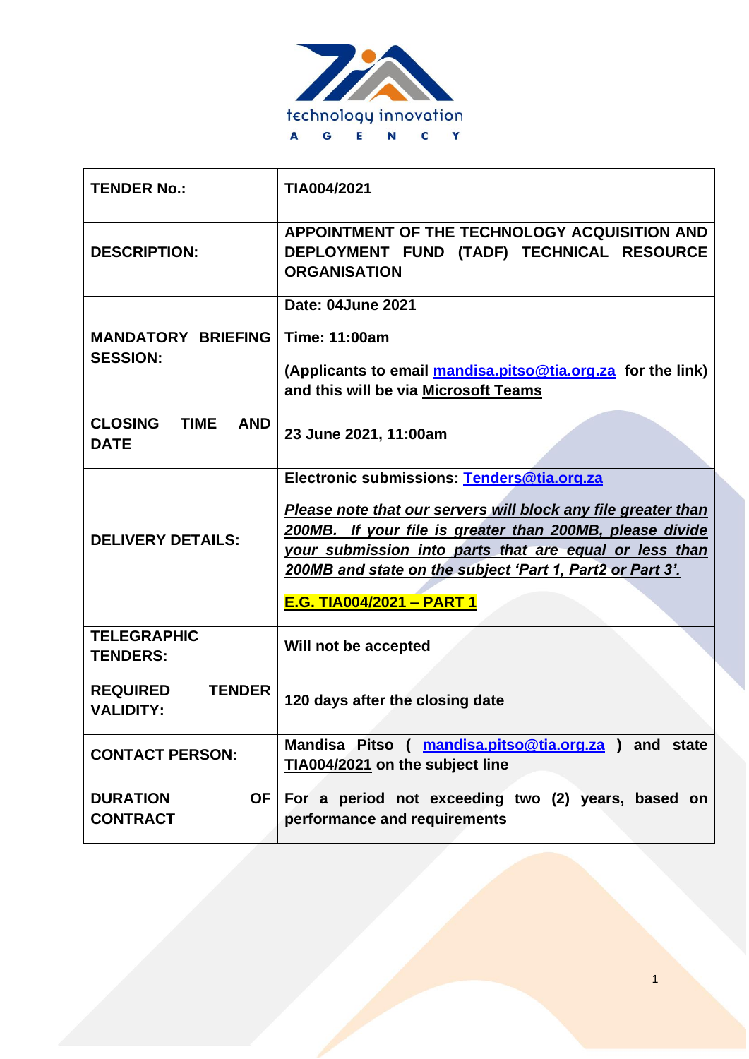technology innovation
AGENCY

| **TENDER No.:** | **TIA004/2021** |
|---|---|
| **DESCRIPTION:** | **APPOINTMENT OF THE TECHNOLOGY ACQUISITION AND DEPLOYMENT FUND (TADF) TECHNICAL RESOURCE ORGANISATION** |
| **MANDATORY BRIEFING SESSION:** | **Date: 04June 2021**<br><br>**Time: 11:00am**<br><br>**(Applicants to email [mandisa.pitso@tia.org.za](mailto:mandisa.pitso@tia.org.za) for the link) and this will be via Microsoft Teams** |
| **CLOSING TIME AND DATE** | **23 June 2021, 11:00am** |
| **DELIVERY DETAILS:** | **Electronic submissions: [Tenders@tia.org.za](mailto:Tenders@tia.org.za)**<br><br>***Please note that our servers will block any file greater than 200MB. If your file is greater than 200MB, please divide your submission into parts that are equal or less than 200MB and state on the subject 'Part 1, Part2 or Part 3'.***<br><br>**E.G. TIA004/2021 – PART 1** |
| **TELEGRAPHIC TENDERS:** | **Will not be accepted** |
| **REQUIRED TENDER VALIDITY:** | **120 days after the closing date** |
| **CONTACT PERSON:** | **Mandisa Pitso ( [mandisa.pitso@tia.org.za](mailto:mandisa.pitso@tia.org.za) ) and state TIA004/2021 on the subject line** |
| **DURATION OF CONTRACT** | **For a period not exceeding two (2) years, based on performance and requirements** |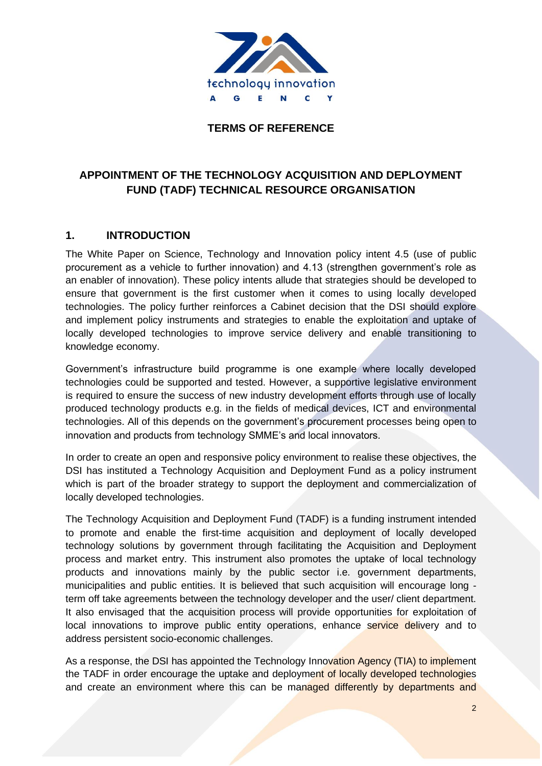**TERMS OF REFERENCE**

# APPOINTMENT OF THE TECHNOLOGY ACQUISITION AND DEPLOYMENT FUND (TADF) TECHNICAL RESOURCE ORGANISATION

## 1. INTRODUCTION

The White Paper on Science, Technology and Innovation policy intent 4.5 (use of public procurement as a vehicle to further innovation) and 4.13 (strengthen government's role as an enabler of innovation). These policy intents allude that strategies should be developed to ensure that government is the first customer when it comes to using locally developed technologies. The policy further reinforces a Cabinet decision that the DSI should explore and implement policy instruments and strategies to enable the exploitation and uptake of locally developed technologies to improve service delivery and enable transitioning to knowledge economy.

Government's infrastructure build programme is one example where locally developed technologies could be supported and tested. However, a supportive legislative environment is required to ensure the success of new industry development efforts through use of locally produced technology products e.g. in the fields of medical devices, ICT and environmental technologies. All of this depends on the government's procurement processes being open to innovation and products from technology SMME's and local innovators.

In order to create an open and responsive policy environment to realise these objectives, the DSI has instituted a Technology Acquisition and Deployment Fund as a policy instrument which is part of the broader strategy to support the deployment and commercialization of locally developed technologies.

The Technology Acquisition and Deployment Fund (TADF) is a funding instrument intended to promote and enable the first-time acquisition and deployment of locally developed technology solutions by government through facilitating the Acquisition and Deployment process and market entry. This instrument also promotes the uptake of local technology products and innovations mainly by the public sector i.e. government departments, municipalities and public entities. It is believed that such acquisition will encourage long - term off take agreements between the technology developer and the user/ client department. It also envisaged that the acquisition process will provide opportunities for exploitation of local innovations to improve public entity operations, enhance service delivery and to address persistent socio-economic challenges.

As a response, the DSI has appointed the Technology Innovation Agency (TIA) to implement the TADF in order encourage the uptake and deployment of locally developed technologies and create an environment where this can be managed differently by departments and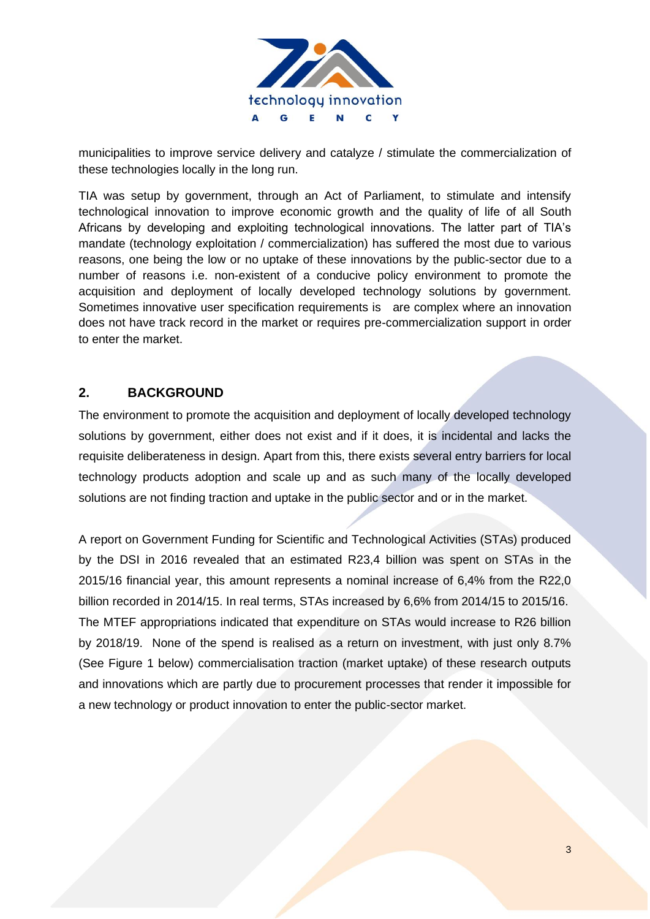municipalities to improve service delivery and catalyze / stimulate the commercialization of these technologies locally in the long run.

TIA was setup by government, through an Act of Parliament, to stimulate and intensify technological innovation to improve economic growth and the quality of life of all South Africans by developing and exploiting technological innovations. The latter part of TIA's mandate (technology exploitation / commercialization) has suffered the most due to various reasons, one being the low or no uptake of these innovations by the public-sector due to a number of reasons i.e. non-existent of a conducive policy environment to promote the acquisition and deployment of locally developed technology solutions by government. Sometimes innovative user specification requirements is are complex where an innovation does not have track record in the market or requires pre-commercialization support in order to enter the market.

## 2. BACKGROUND

The environment to promote the acquisition and deployment of locally developed technology solutions by government, either does not exist and if it does, it is incidental and lacks the requisite deliberateness in design. Apart from this, there exists several entry barriers for local technology products adoption and scale up and as such many of the locally developed solutions are not finding traction and uptake in the public sector and or in the market.

A report on Government Funding for Scientific and Technological Activities (STAs) produced by the DSI in 2016 revealed that an estimated R23,4 billion was spent on STAs in the 2015/16 financial year, this amount represents a nominal increase of 6,4% from the R22,0 billion recorded in 2014/15. In real terms, STAs increased by 6,6% from 2014/15 to 2015/16. The MTEF appropriations indicated that expenditure on STAs would increase to R26 billion by 2018/19. None of the spend is realised as a return on investment, with just only 8.7% (See Figure 1 below) commercialisation traction (market uptake) of these research outputs and innovations which are partly due to procurement processes that render it impossible for a new technology or product innovation to enter the public-sector market.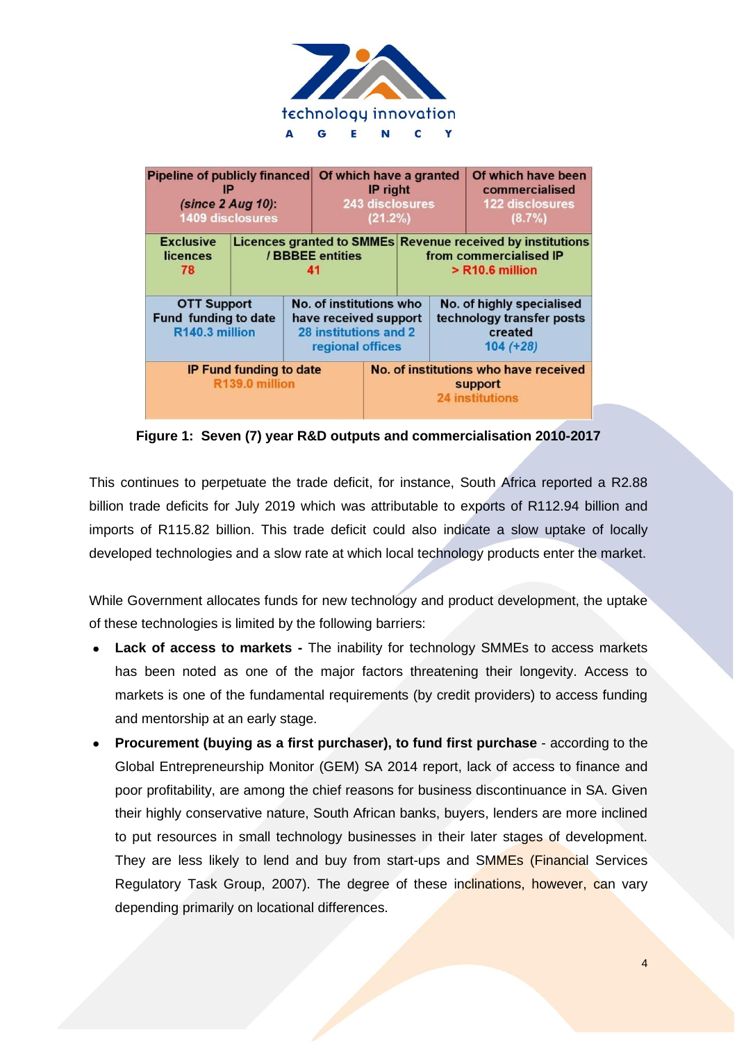| Pipeline of publicly financed IP *(since 2 Aug 10)*: 1409 disclosures | Of which have a granted IP right 243 disclosures (21.2%) | Of which have been commercialised 122 disclosures (8.7%) |
|---|---|---|
| Exclusive licences 78 | Licences granted to SMMEs / BBBEE entities 41 | Revenue received by institutions from commercialised IP > R10.6 million |
| OTT Support Fund funding to date R140.3 million | No. of institutions who have received support 28 institutions and 2 regional offices | No. of highly specialised technology transfer posts created 104 *(+28)* |
| IP Fund funding to date R139.0 million | No. of institutions who have received support 24 institutions | |

**Figure 1: Seven (7) year R&D outputs and commercialisation 2010-2017**

This continues to perpetuate the trade deficit, for instance, South Africa reported a R2.88 billion trade deficits for July 2019 which was attributable to exports of R112.94 billion and imports of R115.82 billion. This trade deficit could also indicate a slow uptake of locally developed technologies and a slow rate at which local technology products enter the market.

While Government allocates funds for new technology and product development, the uptake of these technologies is limited by the following barriers:

- **Lack of access to markets -** The inability for technology SMMEs to access markets has been noted as one of the major factors threatening their longevity. Access to markets is one of the fundamental requirements (by credit providers) to access funding and mentorship at an early stage.
- **Procurement (buying as a first purchaser), to fund first purchase** - according to the Global Entrepreneurship Monitor (GEM) SA 2014 report, lack of access to finance and poor profitability, are among the chief reasons for business discontinuance in SA. Given their highly conservative nature, South African banks, buyers, lenders are more inclined to put resources in small technology businesses in their later stages of development. They are less likely to lend and buy from start-ups and SMMEs (Financial Services Regulatory Task Group, 2007). The degree of these inclinations, however, can vary depending primarily on locational differences.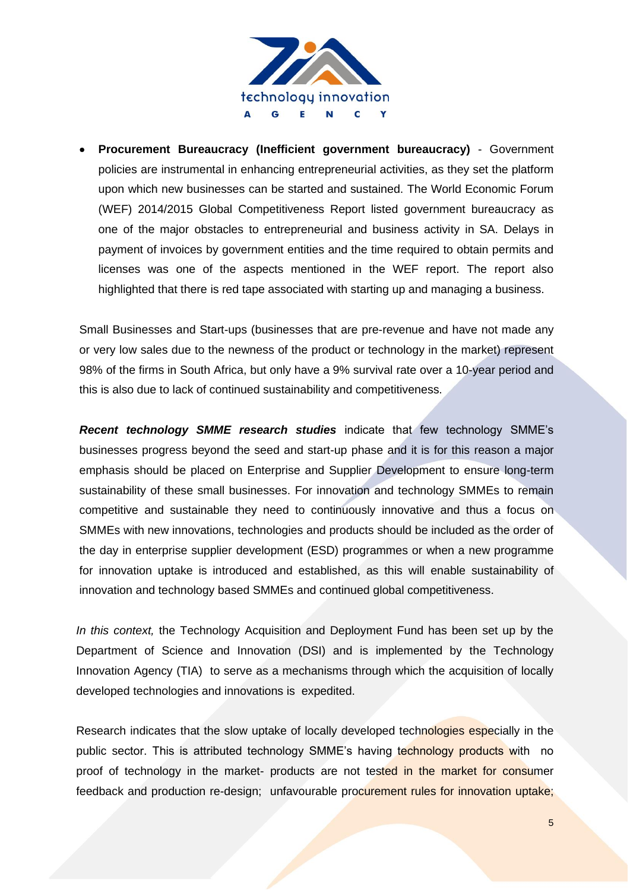- **Procurement Bureaucracy (Inefficient government bureaucracy)** - Government policies are instrumental in enhancing entrepreneurial activities, as they set the platform upon which new businesses can be started and sustained. The World Economic Forum (WEF) 2014/2015 Global Competitiveness Report listed government bureaucracy as one of the major obstacles to entrepreneurial and business activity in SA. Delays in payment of invoices by government entities and the time required to obtain permits and licenses was one of the aspects mentioned in the WEF report. The report also highlighted that there is red tape associated with starting up and managing a business.

Small Businesses and Start-ups (businesses that are pre-revenue and have not made any or very low sales due to the newness of the product or technology in the market) represent 98% of the firms in South Africa, but only have a 9% survival rate over a 10-year period and this is also due to lack of continued sustainability and competitiveness.

***Recent technology SMME research studies*** indicate that few technology SMME's businesses progress beyond the seed and start-up phase and it is for this reason a major emphasis should be placed on Enterprise and Supplier Development to ensure long-term sustainability of these small businesses. For innovation and technology SMMEs to remain competitive and sustainable they need to continuously innovative and thus a focus on SMMEs with new innovations, technologies and products should be included as the order of the day in enterprise supplier development (ESD) programmes or when a new programme for innovation uptake is introduced and established, as this will enable sustainability of innovation and technology based SMMEs and continued global competitiveness.

*In this context,* the Technology Acquisition and Deployment Fund has been set up by the Department of Science and Innovation (DSI) and is implemented by the Technology Innovation Agency (TIA) to serve as a mechanisms through which the acquisition of locally developed technologies and innovations is expedited.

Research indicates that the slow uptake of locally developed technologies especially in the public sector. This is attributed technology SMME's having technology products with no proof of technology in the market- products are not tested in the market for consumer feedback and production re-design; unfavourable procurement rules for innovation uptake;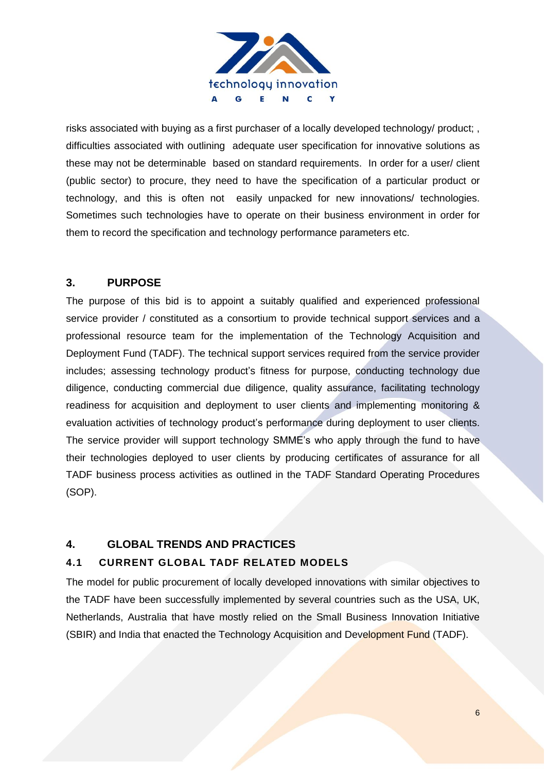risks associated with buying as a first purchaser of a locally developed technology/ product; , difficulties associated with outlining adequate user specification for innovative solutions as these may not be determinable based on standard requirements. In order for a user/ client (public sector) to procure, they need to have the specification of a particular product or technology, and this is often not easily unpacked for new innovations/ technologies. Sometimes such technologies have to operate on their business environment in order for them to record the specification and technology performance parameters etc.

## 3. PURPOSE

The purpose of this bid is to appoint a suitably qualified and experienced professional service provider / constituted as a consortium to provide technical support services and a professional resource team for the implementation of the Technology Acquisition and Deployment Fund (TADF). The technical support services required from the service provider includes; assessing technology product's fitness for purpose, conducting technology due diligence, conducting commercial due diligence, quality assurance, facilitating technology readiness for acquisition and deployment to user clients and implementing monitoring & evaluation activities of technology product's performance during deployment to user clients. The service provider will support technology SMME's who apply through the fund to have their technologies deployed to user clients by producing certificates of assurance for all TADF business process activities as outlined in the TADF Standard Operating Procedures (SOP).

## 4. GLOBAL TRENDS AND PRACTICES

### 4.1 CURRENT GLOBAL TADF RELATED MODELS

The model for public procurement of locally developed innovations with similar objectives to the TADF have been successfully implemented by several countries such as the USA, UK, Netherlands, Australia that have mostly relied on the Small Business Innovation Initiative (SBIR) and India that enacted the Technology Acquisition and Development Fund (TADF).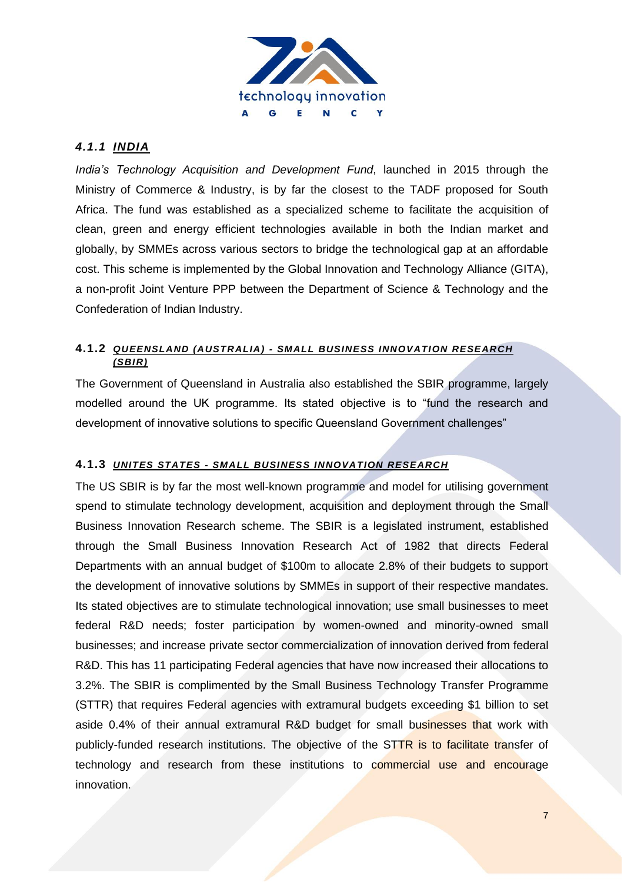#### *4.1.1 INDIA*

*India's Technology Acquisition and Development Fund*, launched in 2015 through the Ministry of Commerce & Industry, is by far the closest to the TADF proposed for South Africa. The fund was established as a specialized scheme to facilitate the acquisition of clean, green and energy efficient technologies available in both the Indian market and globally, by SMMEs across various sectors to bridge the technological gap at an affordable cost. This scheme is implemented by the Global Innovation and Technology Alliance (GITA), a non-profit Joint Venture PPP between the Department of Science & Technology and the Confederation of Indian Industry.

#### 4.1.2 *QUEENSLAND (AUSTRALIA) - SMALL BUSINESS INNOVATION RESEARCH (SBIR)*

The Government of Queensland in Australia also established the SBIR programme, largely modelled around the UK programme. Its stated objective is to "fund the research and development of innovative solutions to specific Queensland Government challenges"

#### 4.1.3 *UNITES STATES - SMALL BUSINESS INNOVATION RESEARCH*

The US SBIR is by far the most well-known programme and model for utilising government spend to stimulate technology development, acquisition and deployment through the Small Business Innovation Research scheme. The SBIR is a legislated instrument, established through the Small Business Innovation Research Act of 1982 that directs Federal Departments with an annual budget of $100m to allocate 2.8% of their budgets to support the development of innovative solutions by SMMEs in support of their respective mandates. Its stated objectives are to stimulate technological innovation; use small businesses to meet federal R&D needs; foster participation by women-owned and minority-owned small businesses; and increase private sector commercialization of innovation derived from federal R&D. This has 11 participating Federal agencies that have now increased their allocations to 3.2%. The SBIR is complimented by the Small Business Technology Transfer Programme (STTR) that requires Federal agencies with extramural budgets exceeding $1 billion to set aside 0.4% of their annual extramural R&D budget for small businesses that work with publicly-funded research institutions. The objective of the STTR is to facilitate transfer of technology and research from these institutions to commercial use and encourage innovation.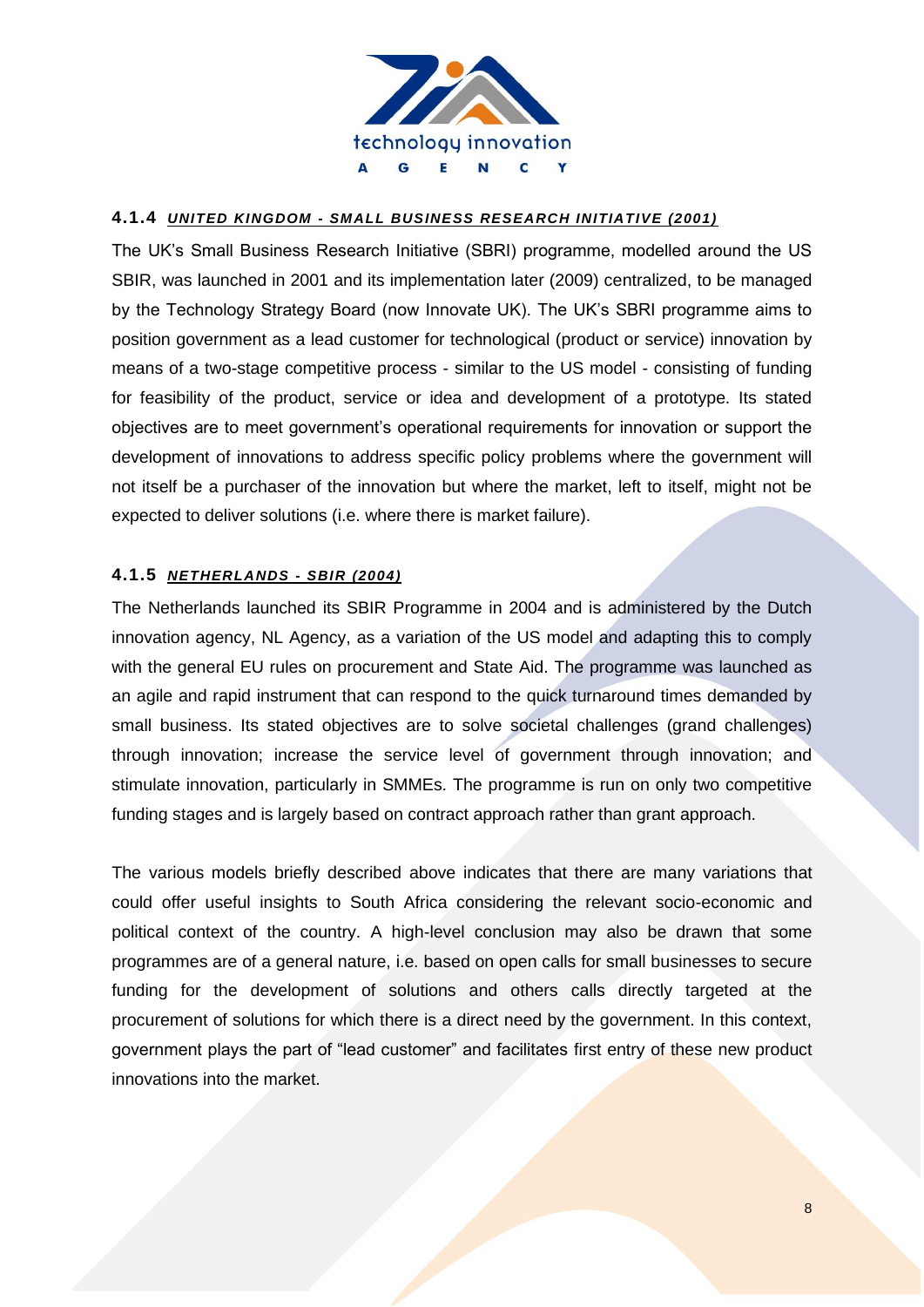#### 4.1.4 ***UNITED KINGDOM - SMALL BUSINESS RESEARCH INITIATIVE (2001)***

The UK's Small Business Research Initiative (SBRI) programme, modelled around the US SBIR, was launched in 2001 and its implementation later (2009) centralized, to be managed by the Technology Strategy Board (now Innovate UK). The UK's SBRI programme aims to position government as a lead customer for technological (product or service) innovation by means of a two-stage competitive process - similar to the US model - consisting of funding for feasibility of the product, service or idea and development of a prototype. Its stated objectives are to meet government's operational requirements for innovation or support the development of innovations to address specific policy problems where the government will not itself be a purchaser of the innovation but where the market, left to itself, might not be expected to deliver solutions (i.e. where there is market failure).

#### 4.1.5 ***NETHERLANDS - SBIR (2004)***

The Netherlands launched its SBIR Programme in 2004 and is administered by the Dutch innovation agency, NL Agency, as a variation of the US model and adapting this to comply with the general EU rules on procurement and State Aid. The programme was launched as an agile and rapid instrument that can respond to the quick turnaround times demanded by small business. Its stated objectives are to solve societal challenges (grand challenges) through innovation; increase the service level of government through innovation; and stimulate innovation, particularly in SMMEs. The programme is run on only two competitive funding stages and is largely based on contract approach rather than grant approach.

The various models briefly described above indicates that there are many variations that could offer useful insights to South Africa considering the relevant socio-economic and political context of the country. A high-level conclusion may also be drawn that some programmes are of a general nature, i.e. based on open calls for small businesses to secure funding for the development of solutions and others calls directly targeted at the procurement of solutions for which there is a direct need by the government. In this context, government plays the part of "lead customer" and facilitates first entry of these new product innovations into the market.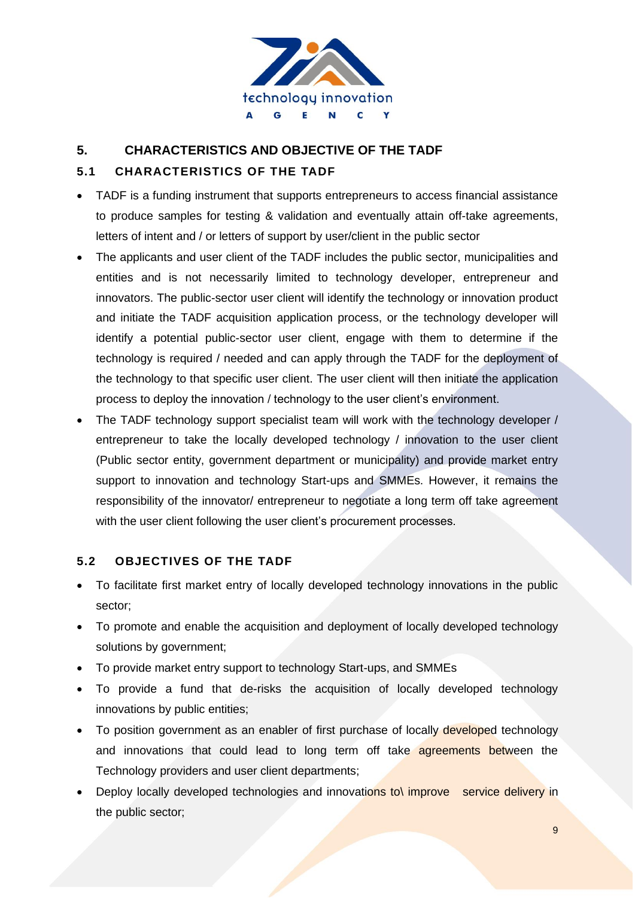## 5. CHARACTERISTICS AND OBJECTIVE OF THE TADF

### 5.1 CHARACTERISTICS OF THE TADF

- TADF is a funding instrument that supports entrepreneurs to access financial assistance to produce samples for testing & validation and eventually attain off-take agreements, letters of intent and / or letters of support by user/client in the public sector
- The applicants and user client of the TADF includes the public sector, municipalities and entities and is not necessarily limited to technology developer, entrepreneur and innovators. The public-sector user client will identify the technology or innovation product and initiate the TADF acquisition application process, or the technology developer will identify a potential public-sector user client, engage with them to determine if the technology is required / needed and can apply through the TADF for the deployment of the technology to that specific user client. The user client will then initiate the application process to deploy the innovation / technology to the user client's environment.
- The TADF technology support specialist team will work with the technology developer / entrepreneur to take the locally developed technology / innovation to the user client (Public sector entity, government department or municipality) and provide market entry support to innovation and technology Start-ups and SMMEs. However, it remains the responsibility of the innovator/ entrepreneur to negotiate a long term off take agreement with the user client following the user client's procurement processes.

### 5.2 OBJECTIVES OF THE TADF

- To facilitate first market entry of locally developed technology innovations in the public sector;
- To promote and enable the acquisition and deployment of locally developed technology solutions by government;
- To provide market entry support to technology Start-ups, and SMMEs
- To provide a fund that de-risks the acquisition of locally developed technology innovations by public entities;
- To position government as an enabler of first purchase of locally developed technology and innovations that could lead to long term off take agreements between the Technology providers and user client departments;
- Deploy locally developed technologies and innovations to\ improve service delivery in the public sector;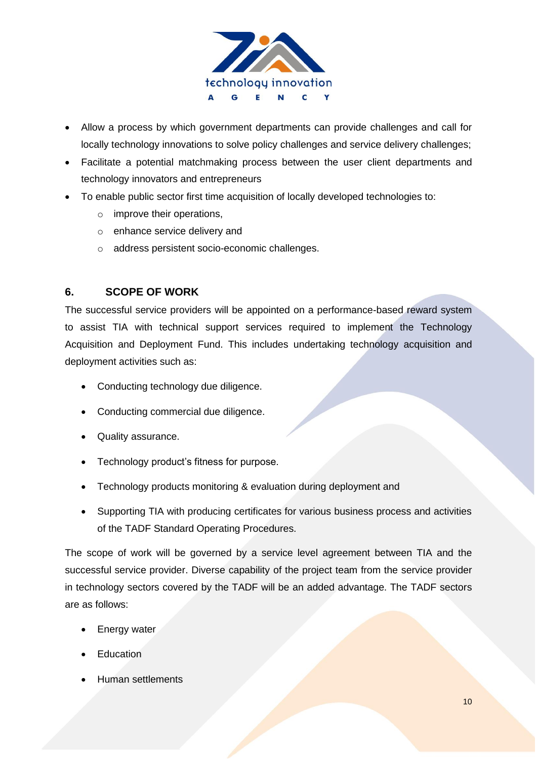- Allow a process by which government departments can provide challenges and call for locally technology innovations to solve policy challenges and service delivery challenges;
- Facilitate a potential matchmaking process between the user client departments and technology innovators and entrepreneurs
- To enable public sector first time acquisition of locally developed technologies to:
  - improve their operations,
  - enhance service delivery and
  - address persistent socio-economic challenges.

## 6. SCOPE OF WORK

The successful service providers will be appointed on a performance-based reward system to assist TIA with technical support services required to implement the Technology Acquisition and Deployment Fund. This includes undertaking technology acquisition and deployment activities such as:

- Conducting technology due diligence.
- Conducting commercial due diligence.
- Quality assurance.
- Technology product's fitness for purpose.
- Technology products monitoring & evaluation during deployment and
- Supporting TIA with producing certificates for various business process and activities of the TADF Standard Operating Procedures.

The scope of work will be governed by a service level agreement between TIA and the successful service provider. Diverse capability of the project team from the service provider in technology sectors covered by the TADF will be an added advantage. The TADF sectors are as follows:

- Energy water
- Education
- Human settlements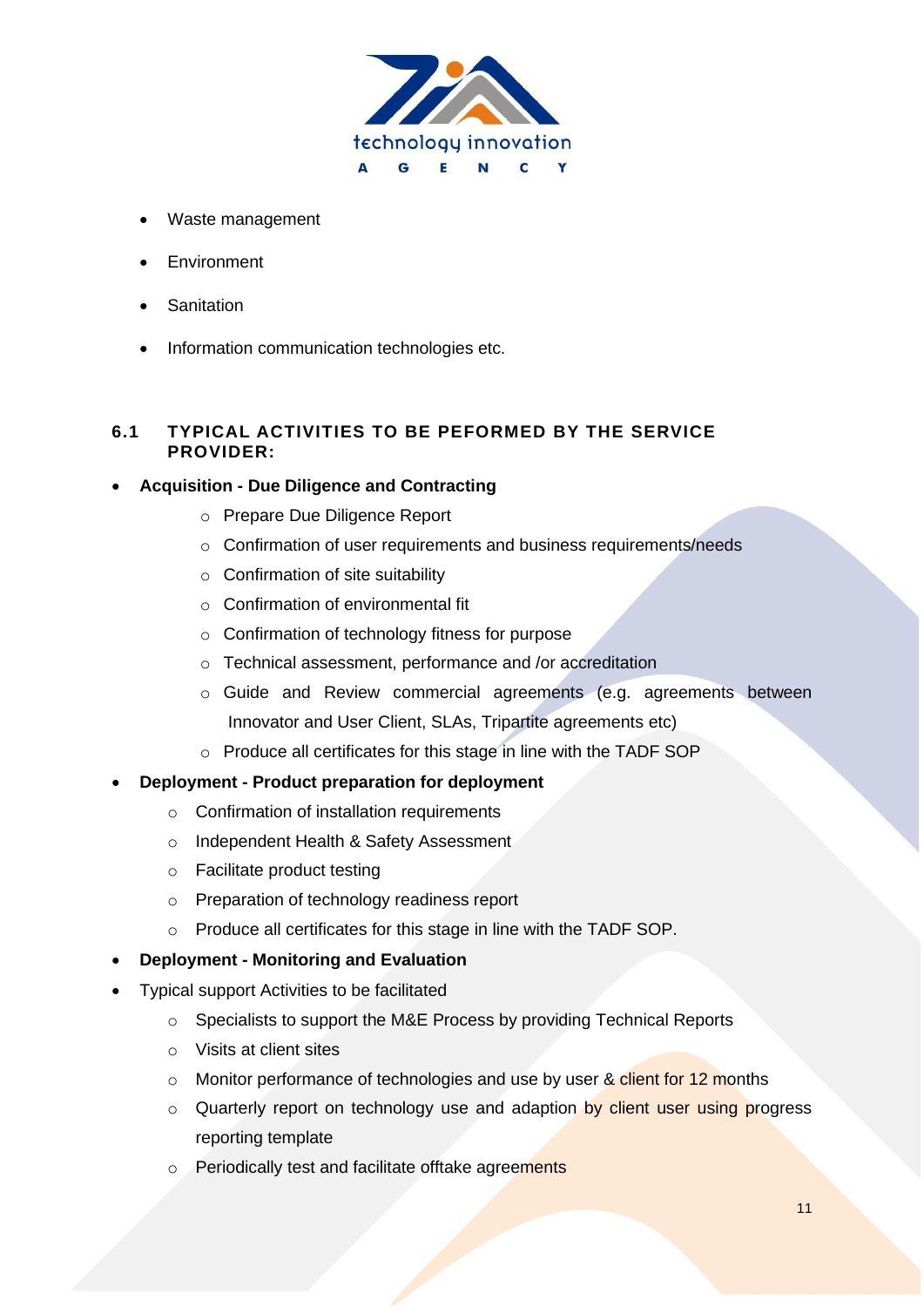- Waste management
- Environment
- Sanitation
- Information communication technologies etc.

### 6.1 TYPICAL ACTIVITIES TO BE PEFORMED BY THE SERVICE PROVIDER:

- **Acquisition - Due Diligence and Contracting**
  - Prepare Due Diligence Report
  - Confirmation of user requirements and business requirements/needs
  - Confirmation of site suitability
  - Confirmation of environmental fit
  - Confirmation of technology fitness for purpose
  - Technical assessment, performance and /or accreditation
  - Guide and Review commercial agreements (e.g. agreements between Innovator and User Client, SLAs, Tripartite agreements etc)
  - Produce all certificates for this stage in line with the TADF SOP
- **Deployment - Product preparation for deployment**
  - Confirmation of installation requirements
  - Independent Health & Safety Assessment
  - Facilitate product testing
  - Preparation of technology readiness report
  - Produce all certificates for this stage in line with the TADF SOP.
- **Deployment - Monitoring and Evaluation**
- Typical support Activities to be facilitated
  - Specialists to support the M&E Process by providing Technical Reports
  - Visits at client sites
  - Monitor performance of technologies and use by user & client for 12 months
  - Quarterly report on technology use and adaption by client user using progress reporting template
  - Periodically test and facilitate offtake agreements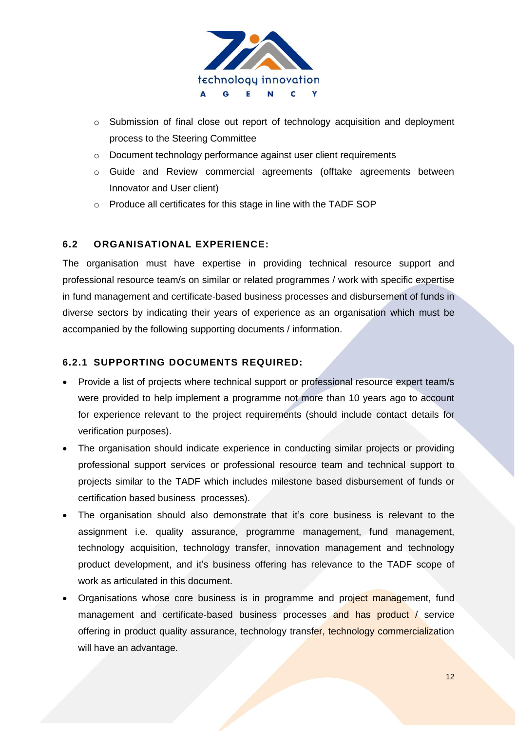- Submission of final close out report of technology acquisition and deployment process to the Steering Committee
- Document technology performance against user client requirements
- Guide and Review commercial agreements (offtake agreements between Innovator and User client)
- Produce all certificates for this stage in line with the TADF SOP

## 6.2 ORGANISATIONAL EXPERIENCE:

The organisation must have expertise in providing technical resource support and professional resource team/s on similar or related programmes / work with specific expertise in fund management and certificate-based business processes and disbursement of funds in diverse sectors by indicating their years of experience as an organisation which must be accompanied by the following supporting documents / information.

### 6.2.1 SUPPORTING DOCUMENTS REQUIRED:

- Provide a list of projects where technical support or professional resource expert team/s were provided to help implement a programme not more than 10 years ago to account for experience relevant to the project requirements (should include contact details for verification purposes).
- The organisation should indicate experience in conducting similar projects or providing professional support services or professional resource team and technical support to projects similar to the TADF which includes milestone based disbursement of funds or certification based business processes).
- The organisation should also demonstrate that it's core business is relevant to the assignment i.e. quality assurance, programme management, fund management, technology acquisition, technology transfer, innovation management and technology product development, and it's business offering has relevance to the TADF scope of work as articulated in this document.
- Organisations whose core business is in programme and project management, fund management and certificate-based business processes and has product / service offering in product quality assurance, technology transfer, technology commercialization will have an advantage.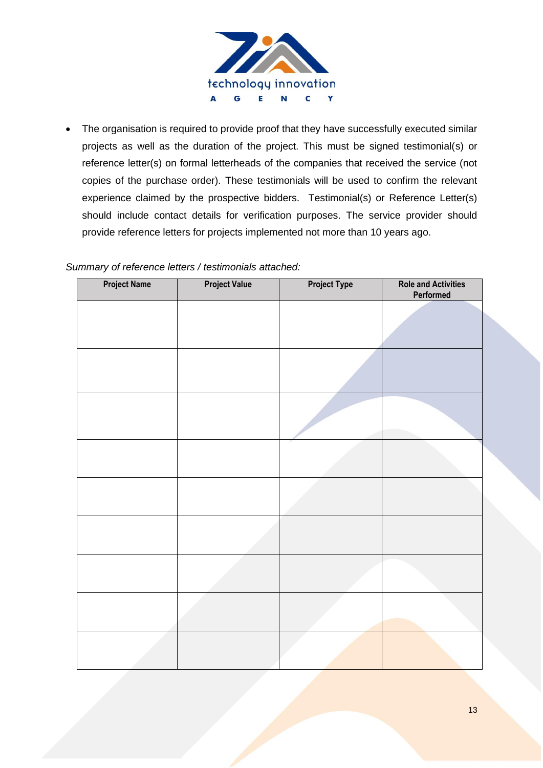- The organisation is required to provide proof that they have successfully executed similar projects as well as the duration of the project. This must be signed testimonial(s) or reference letter(s) on formal letterheads of the companies that received the service (not copies of the purchase order). These testimonials will be used to confirm the relevant experience claimed by the prospective bidders. Testimonial(s) or Reference Letter(s) should include contact details for verification purposes. The service provider should provide reference letters for projects implemented not more than 10 years ago.

*Summary of reference letters / testimonials attached:*

| Project Name | Project Value | Project Type | Role and Activities Performed |
|---|---|---|---|
| | | | |
| | | | |
| | | | |
| | | | |
| | | | |
| | | | |
| | | | |
| | | | |
| | | | |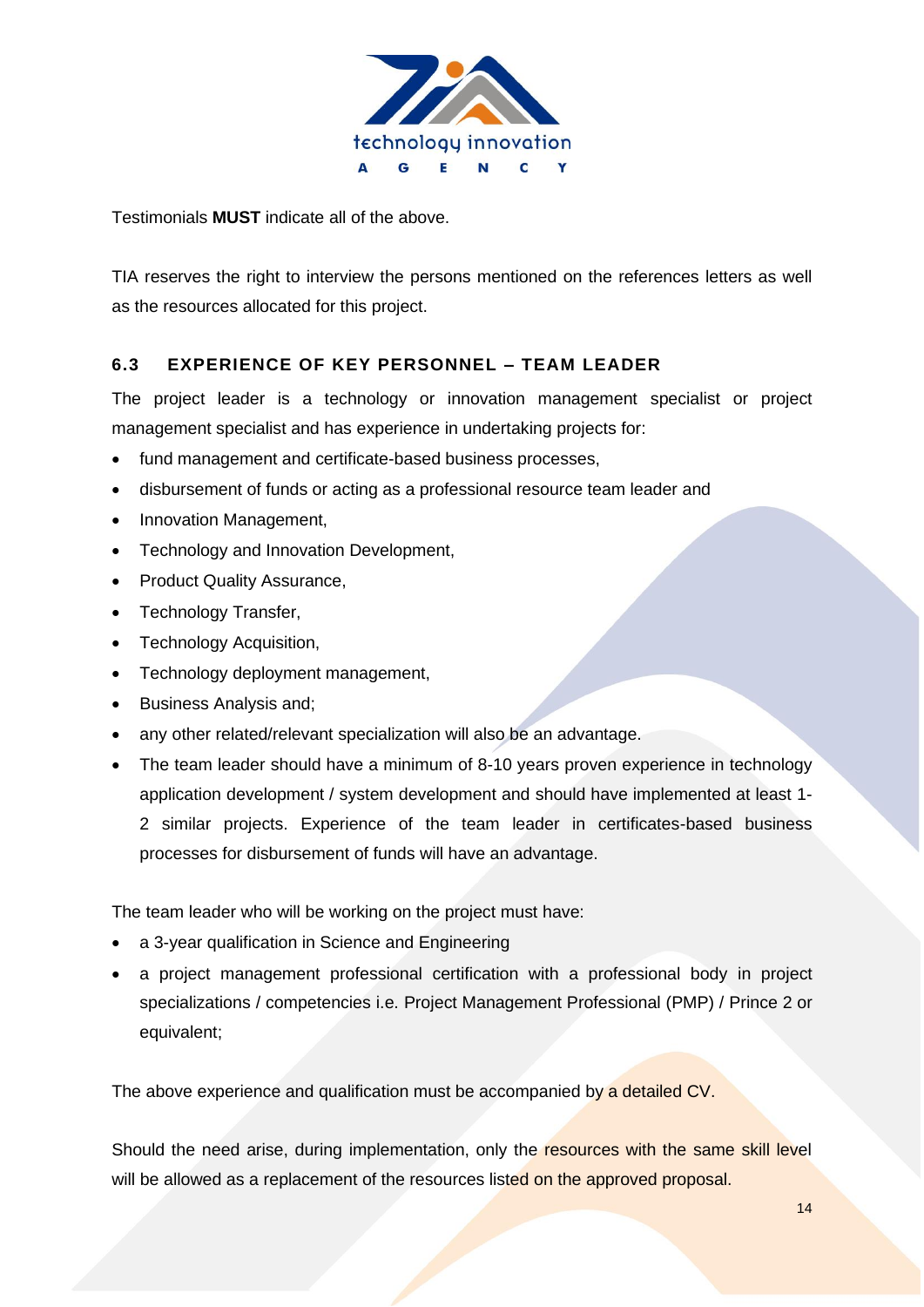Testimonials **MUST** indicate all of the above.

TIA reserves the right to interview the persons mentioned on the references letters as well as the resources allocated for this project.

### 6.3 EXPERIENCE OF KEY PERSONNEL – TEAM LEADER

The project leader is a technology or innovation management specialist or project management specialist and has experience in undertaking projects for:

- fund management and certificate-based business processes,
- disbursement of funds or acting as a professional resource team leader and
- Innovation Management,
- Technology and Innovation Development,
- Product Quality Assurance,
- Technology Transfer,
- Technology Acquisition,
- Technology deployment management,
- Business Analysis and;
- any other related/relevant specialization will also be an advantage.
- The team leader should have a minimum of 8-10 years proven experience in technology application development / system development and should have implemented at least 1-2 similar projects. Experience of the team leader in certificates-based business processes for disbursement of funds will have an advantage.

The team leader who will be working on the project must have:

- a 3-year qualification in Science and Engineering
- a project management professional certification with a professional body in project specializations / competencies i.e. Project Management Professional (PMP) / Prince 2 or equivalent;

The above experience and qualification must be accompanied by a detailed CV.

Should the need arise, during implementation, only the resources with the same skill level will be allowed as a replacement of the resources listed on the approved proposal.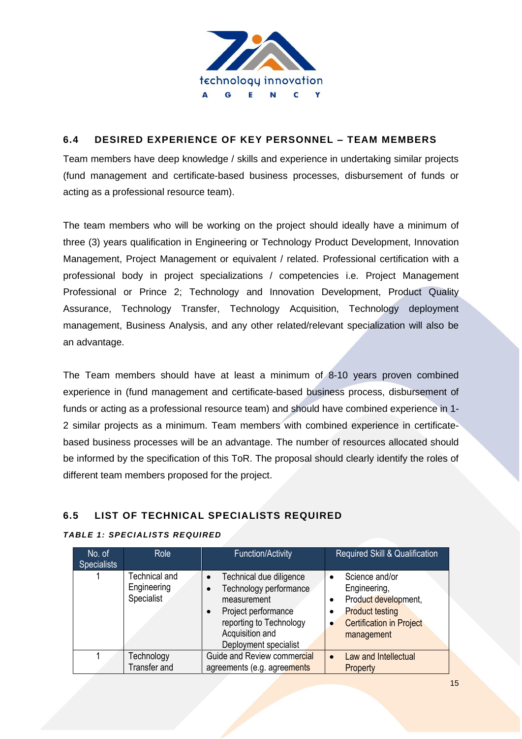## 6.4 DESIRED EXPERIENCE OF KEY PERSONNEL – TEAM MEMBERS

Team members have deep knowledge / skills and experience in undertaking similar projects (fund management and certificate-based business processes, disbursement of funds or acting as a professional resource team).

The team members who will be working on the project should ideally have a minimum of three (3) years qualification in Engineering or Technology Product Development, Innovation Management, Project Management or equivalent / related. Professional certification with a professional body in project specializations / competencies i.e. Project Management Professional or Prince 2; Technology and Innovation Development, Product Quality Assurance, Technology Transfer, Technology Acquisition, Technology deployment management, Business Analysis, and any other related/relevant specialization will also be an advantage.

The Team members should have at least a minimum of 8-10 years proven combined experience in (fund management and certificate-based business process, disbursement of funds or acting as a professional resource team) and should have combined experience in 1-2 similar projects as a minimum. Team members with combined experience in certificate-based business processes will be an advantage. The number of resources allocated should be informed by the specification of this ToR. The proposal should clearly identify the roles of different team members proposed for the project.

## 6.5 LIST OF TECHNICAL SPECIALISTS REQUIRED

***TABLE 1: SPECIALISTS REQUIRED***

| No. of Specialists | Role | Function/Activity | Required Skill & Qualification |
|---|---|---|---|
| 1 | Technical and Engineering Specialist | • Technical due diligence<br>• Technology performance measurement<br>• Project performance reporting to Technology Acquisition and Deployment specialist | • Science and/or Engineering,<br>• Product development,<br>• Product testing<br>• Certification in Project management |
| 1 | Technology Transfer and | Guide and Review commercial agreements (e.g. agreements | • Law and Intellectual Property |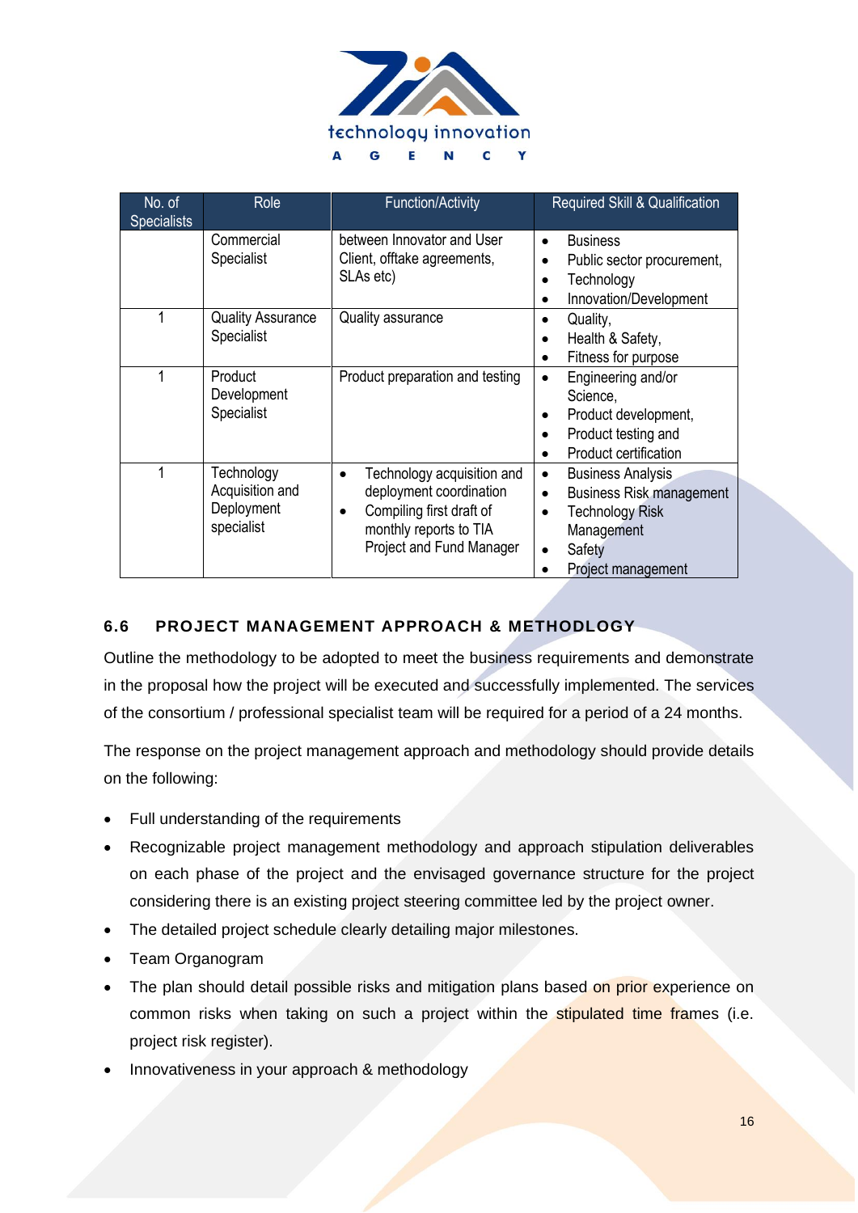| No. of Specialists | Role | Function/Activity | Required Skill & Qualification |
|---|---|---|---|
| | Commercial Specialist | between Innovator and User Client, offtake agreements, SLAs etc) | • Business<br>• Public sector procurement,<br>• Technology<br>• Innovation/Development |
| 1 | Quality Assurance Specialist | Quality assurance | • Quality,<br>• Health & Safety,<br>• Fitness for purpose |
| 1 | Product Development Specialist | Product preparation and testing | • Engineering and/or Science,<br>• Product development,<br>• Product testing and<br>• Product certification |
| 1 | Technology Acquisition and Deployment specialist | • Technology acquisition and deployment coordination<br>• Compiling first draft of monthly reports to TIA Project and Fund Manager | • Business Analysis<br>• Business Risk management<br>• Technology Risk Management<br>• Safety<br>• Project management |

## 6.6 PROJECT MANAGEMENT APPROACH & METHODLOGY

Outline the methodology to be adopted to meet the business requirements and demonstrate in the proposal how the project will be executed and successfully implemented. The services of the consortium / professional specialist team will be required for a period of a 24 months.

The response on the project management approach and methodology should provide details on the following:

- Full understanding of the requirements
- Recognizable project management methodology and approach stipulation deliverables on each phase of the project and the envisaged governance structure for the project considering there is an existing project steering committee led by the project owner.
- The detailed project schedule clearly detailing major milestones.
- Team Organogram
- The plan should detail possible risks and mitigation plans based on prior experience on common risks when taking on such a project within the stipulated time frames (i.e. project risk register).
- Innovativeness in your approach & methodology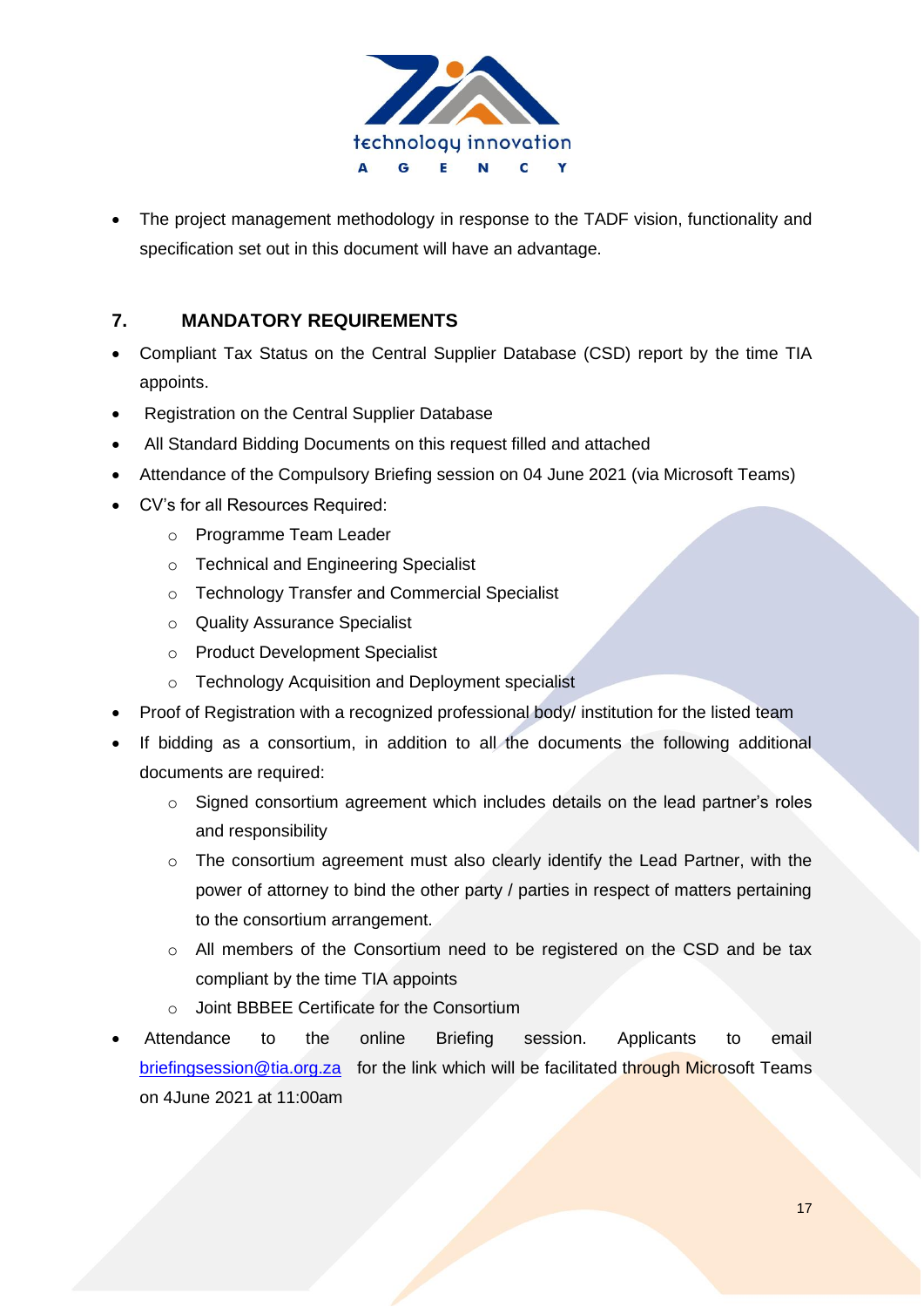- The project management methodology in response to the TADF vision, functionality and specification set out in this document will have an advantage.

## 7. MANDATORY REQUIREMENTS

- Compliant Tax Status on the Central Supplier Database (CSD) report by the time TIA appoints.
- Registration on the Central Supplier Database
- All Standard Bidding Documents on this request filled and attached
- Attendance of the Compulsory Briefing session on 04 June 2021 (via Microsoft Teams)
- CV's for all Resources Required:
  - Programme Team Leader
  - Technical and Engineering Specialist
  - Technology Transfer and Commercial Specialist
  - Quality Assurance Specialist
  - Product Development Specialist
  - Technology Acquisition and Deployment specialist
- Proof of Registration with a recognized professional body/ institution for the listed team
- If bidding as a consortium, in addition to all the documents the following additional documents are required:
  - Signed consortium agreement which includes details on the lead partner's roles and responsibility
  - The consortium agreement must also clearly identify the Lead Partner, with the power of attorney to bind the other party / parties in respect of matters pertaining to the consortium arrangement.
  - All members of the Consortium need to be registered on the CSD and be tax compliant by the time TIA appoints
  - Joint BBBEE Certificate for the Consortium
- Attendance to the online Briefing session. Applicants to email briefingsession@tia.org.za for the link which will be facilitated through Microsoft Teams on 4June 2021 at 11:00am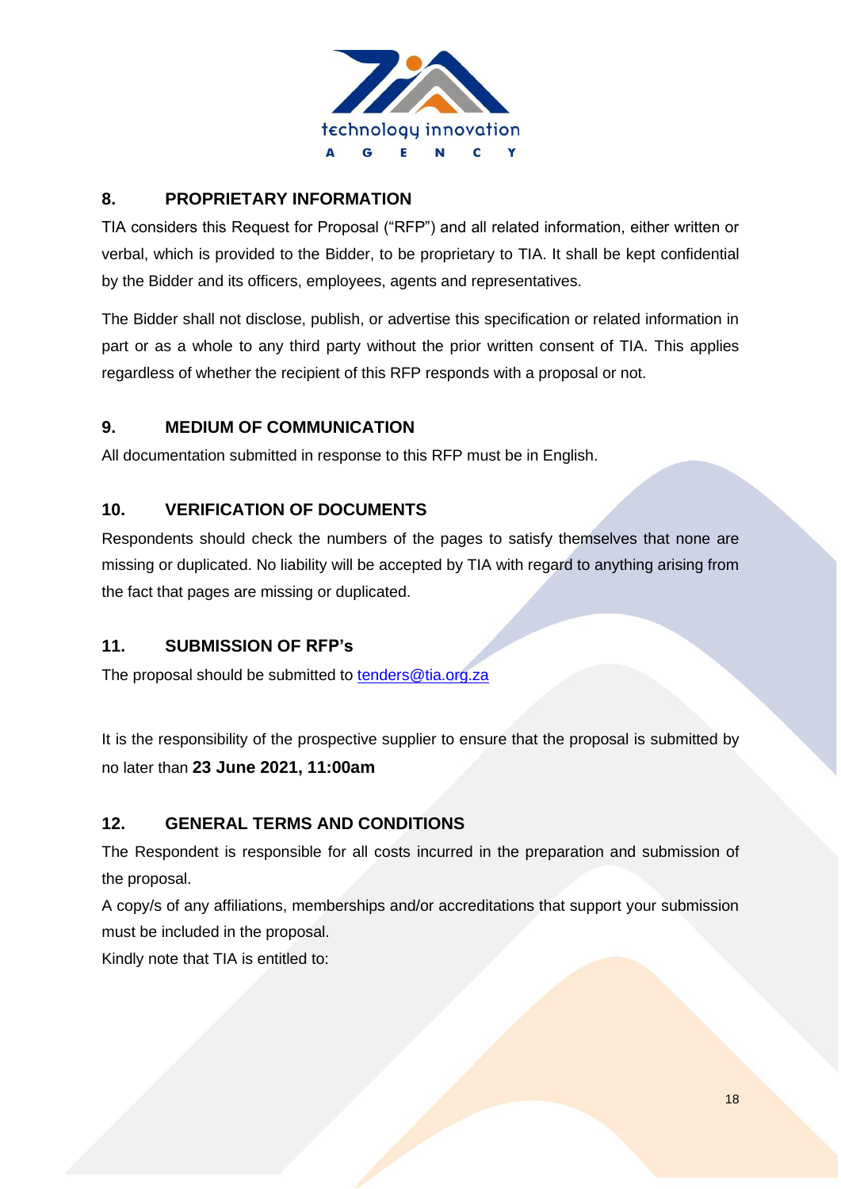## 8. PROPRIETARY INFORMATION

TIA considers this Request for Proposal ("RFP") and all related information, either written or verbal, which is provided to the Bidder, to be proprietary to TIA. It shall be kept confidential by the Bidder and its officers, employees, agents and representatives.

The Bidder shall not disclose, publish, or advertise this specification or related information in part or as a whole to any third party without the prior written consent of TIA. This applies regardless of whether the recipient of this RFP responds with a proposal or not.

## 9. MEDIUM OF COMMUNICATION

All documentation submitted in response to this RFP must be in English.

## 10. VERIFICATION OF DOCUMENTS

Respondents should check the numbers of the pages to satisfy themselves that none are missing or duplicated. No liability will be accepted by TIA with regard to anything arising from the fact that pages are missing or duplicated.

## 11. SUBMISSION OF RFP's

The proposal should be submitted to tenders@tia.org.za

It is the responsibility of the prospective supplier to ensure that the proposal is submitted by no later than **23 June 2021, 11:00am**

## 12. GENERAL TERMS AND CONDITIONS

The Respondent is responsible for all costs incurred in the preparation and submission of the proposal.

A copy/s of any affiliations, memberships and/or accreditations that support your submission must be included in the proposal.

Kindly note that TIA is entitled to: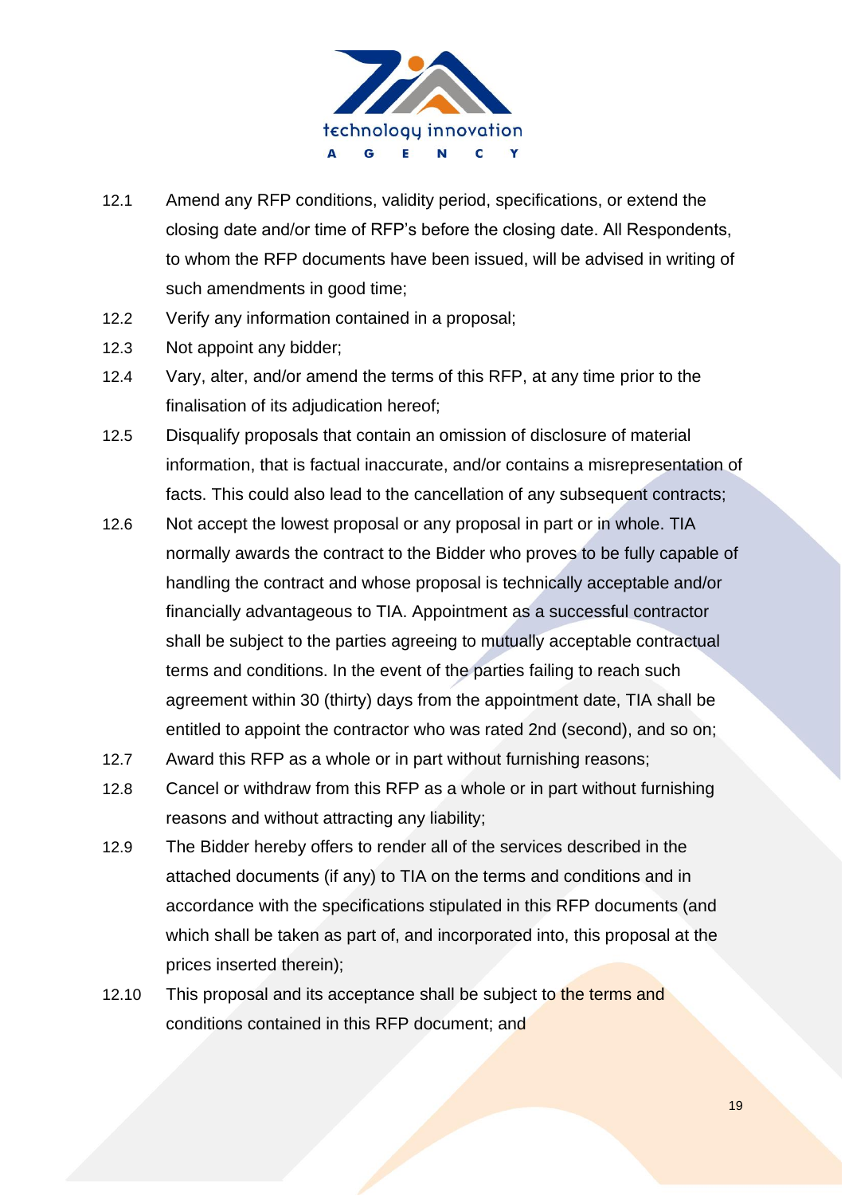12.1 Amend any RFP conditions, validity period, specifications, or extend the closing date and/or time of RFP's before the closing date. All Respondents, to whom the RFP documents have been issued, will be advised in writing of such amendments in good time;

12.2 Verify any information contained in a proposal;

12.3 Not appoint any bidder;

12.4 Vary, alter, and/or amend the terms of this RFP, at any time prior to the finalisation of its adjudication hereof;

12.5 Disqualify proposals that contain an omission of disclosure of material information, that is factual inaccurate, and/or contains a misrepresentation of facts. This could also lead to the cancellation of any subsequent contracts;

12.6 Not accept the lowest proposal or any proposal in part or in whole. TIA normally awards the contract to the Bidder who proves to be fully capable of handling the contract and whose proposal is technically acceptable and/or financially advantageous to TIA. Appointment as a successful contractor shall be subject to the parties agreeing to mutually acceptable contractual terms and conditions. In the event of the parties failing to reach such agreement within 30 (thirty) days from the appointment date, TIA shall be entitled to appoint the contractor who was rated 2nd (second), and so on;

12.7 Award this RFP as a whole or in part without furnishing reasons;

12.8 Cancel or withdraw from this RFP as a whole or in part without furnishing reasons and without attracting any liability;

12.9 The Bidder hereby offers to render all of the services described in the attached documents (if any) to TIA on the terms and conditions and in accordance with the specifications stipulated in this RFP documents (and which shall be taken as part of, and incorporated into, this proposal at the prices inserted therein);

12.10 This proposal and its acceptance shall be subject to the terms and conditions contained in this RFP document; and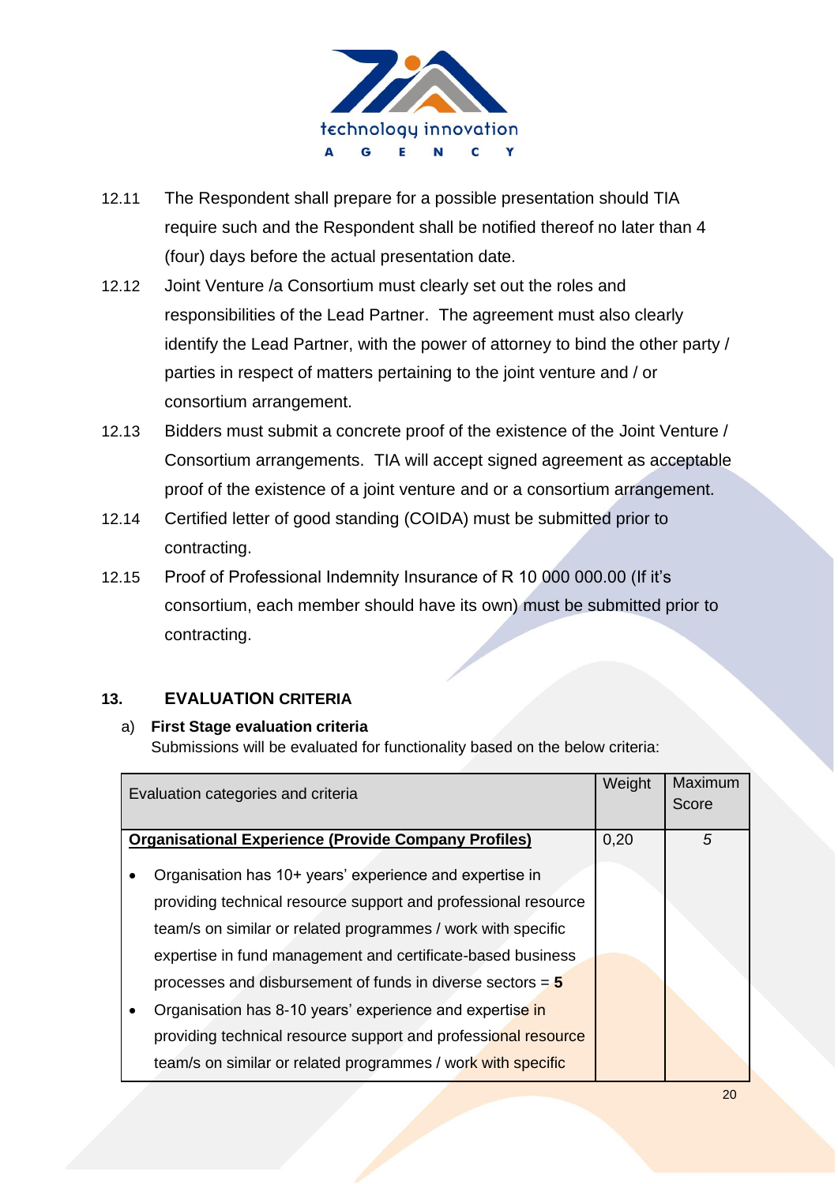12.11 The Respondent shall prepare for a possible presentation should TIA require such and the Respondent shall be notified thereof no later than 4 (four) days before the actual presentation date.

12.12 Joint Venture /a Consortium must clearly set out the roles and responsibilities of the Lead Partner. The agreement must also clearly identify the Lead Partner, with the power of attorney to bind the other party / parties in respect of matters pertaining to the joint venture and / or consortium arrangement.

12.13 Bidders must submit a concrete proof of the existence of the Joint Venture / Consortium arrangements. TIA will accept signed agreement as acceptable proof of the existence of a joint venture and or a consortium arrangement.

12.14 Certified letter of good standing (COIDA) must be submitted prior to contracting.

12.15 Proof of Professional Indemnity Insurance of R 10 000 000.00 (If it's consortium, each member should have its own) must be submitted prior to contracting.

## 13. EVALUATION CRITERIA

a) **First Stage evaluation criteria**

Submissions will be evaluated for functionality based on the below criteria:

| Evaluation categories and criteria | Weight | Maximum Score |
|---|---|---|
| **Organisational Experience (Provide Company Profiles)**<br>• Organisation has 10+ years' experience and expertise in providing technical resource support and professional resource team/s on similar or related programmes / work with specific expertise in fund management and certificate-based business processes and disbursement of funds in diverse sectors = **5**<br>• Organisation has 8-10 years' experience and expertise in providing technical resource support and professional resource team/s on similar or related programmes / work with specific | 0,20 | *5* |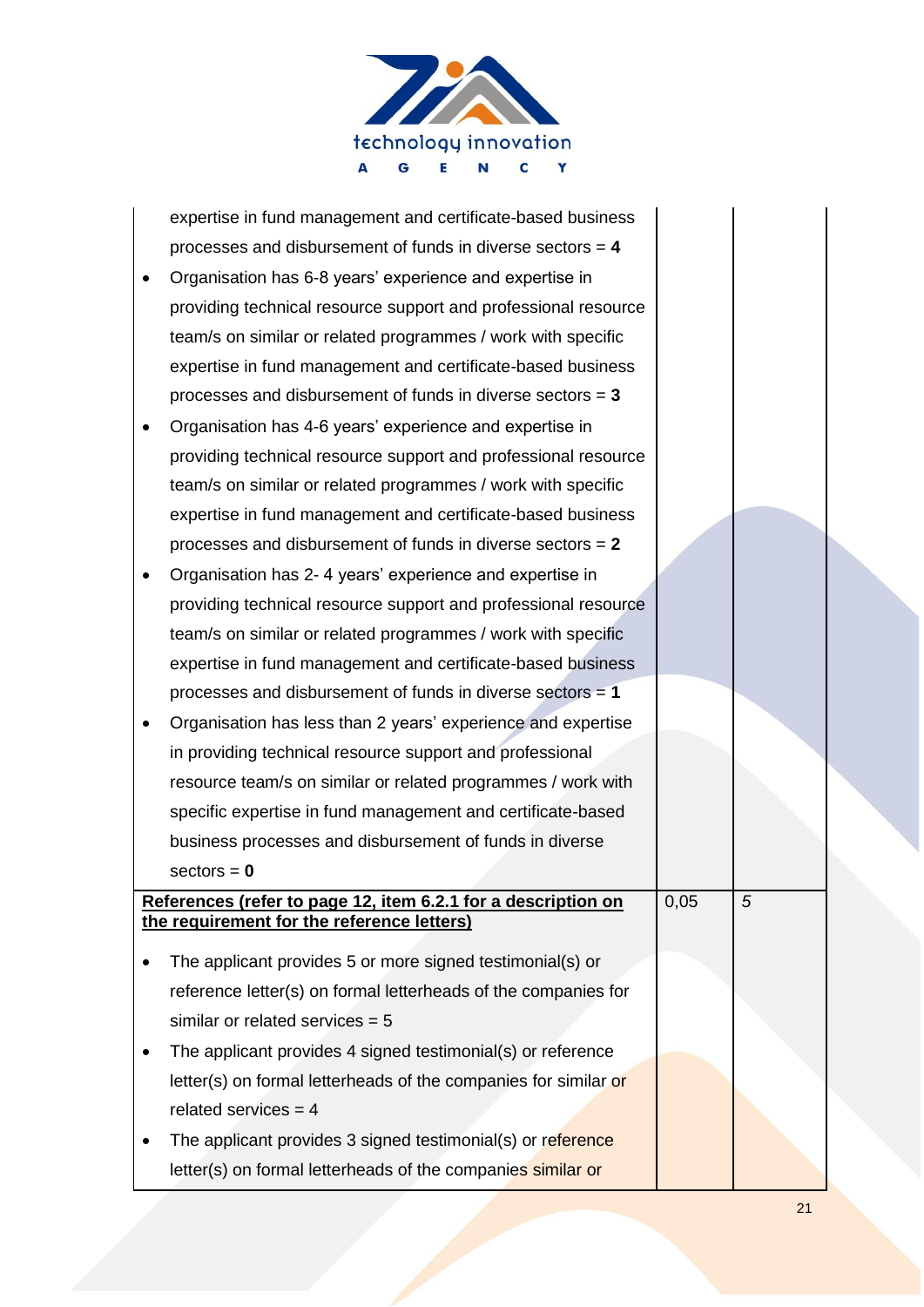| | | |
|---|---|---|
| expertise in fund management and certificate-based business processes and disbursement of funds in diverse sectors = **4**<br>• Organisation has 6-8 years' experience and expertise in providing technical resource support and professional resource team/s on similar or related programmes / work with specific expertise in fund management and certificate-based business processes and disbursement of funds in diverse sectors = **3**<br>• Organisation has 4-6 years' experience and expertise in providing technical resource support and professional resource team/s on similar or related programmes / work with specific expertise in fund management and certificate-based business processes and disbursement of funds in diverse sectors = **2**<br>• Organisation has 2- 4 years' experience and expertise in providing technical resource support and professional resource team/s on similar or related programmes / work with specific expertise in fund management and certificate-based business processes and disbursement of funds in diverse sectors = **1**<br>• Organisation has less than 2 years' experience and expertise in providing technical resource support and professional resource team/s on similar or related programmes / work with specific expertise in fund management and certificate-based business processes and disbursement of funds in diverse sectors = **0** | | |
| **References (refer to page 12, item 6.2.1 for a description on the requirement for the reference letters)**<br>• The applicant provides 5 or more signed testimonial(s) or reference letter(s) on formal letterheads of the companies for similar or related services = 5<br>• The applicant provides 4 signed testimonial(s) or reference letter(s) on formal letterheads of the companies for similar or related services = 4<br>• The applicant provides 3 signed testimonial(s) or reference letter(s) on formal letterheads of the companies similar or | 0,05 | *5* |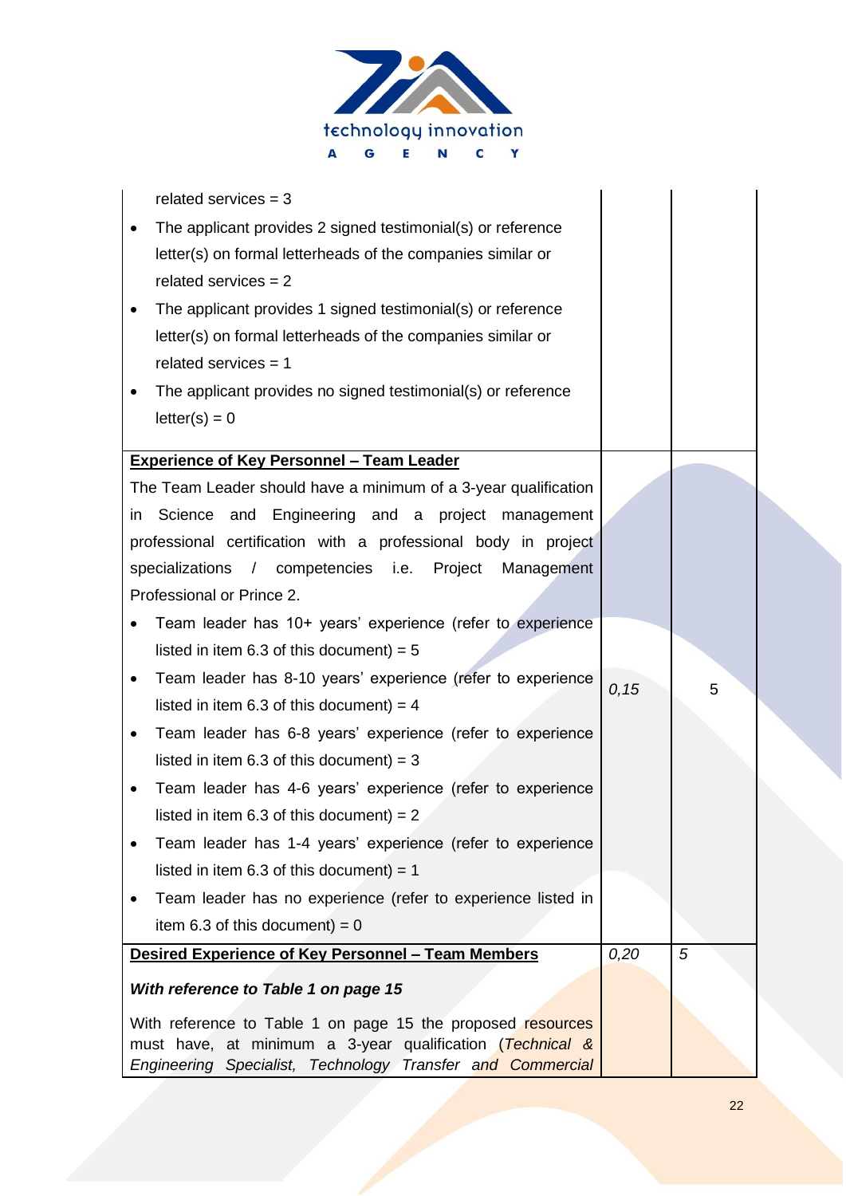| | | |
|---|---|---|
| related services = 3<br>• The applicant provides 2 signed testimonial(s) or reference letter(s) on formal letterheads of the companies similar or related services = 2<br>• The applicant provides 1 signed testimonial(s) or reference letter(s) on formal letterheads of the companies similar or related services = 1<br>• The applicant provides no signed testimonial(s) or reference letter(s) = 0 | | |
| **Experience of Key Personnel – Team Leader**<br>The Team Leader should have a minimum of a 3-year qualification in Science and Engineering and a project management professional certification with a professional body in project specializations / competencies i.e. Project Management Professional or Prince 2.<br>• Team leader has 10+ years' experience (refer to experience listed in item 6.3 of this document) = 5<br>• Team leader has 8-10 years' experience (refer to experience listed in item 6.3 of this document) = 4<br>• Team leader has 6-8 years' experience (refer to experience listed in item 6.3 of this document) = 3<br>• Team leader has 4-6 years' experience (refer to experience listed in item 6.3 of this document) = 2<br>• Team leader has 1-4 years' experience (refer to experience listed in item 6.3 of this document) = 1<br>• Team leader has no experience (refer to experience listed in item 6.3 of this document) = 0 | *0,15* | 5 |
| **Desired Experience of Key Personnel – Team Members**<br>***With reference to Table 1 on page 15***<br>With reference to Table 1 on page 15 the proposed resources must have, at minimum a 3-year qualification (*Technical & Engineering Specialist, Technology Transfer and Commercial* | *0,20* | *5* |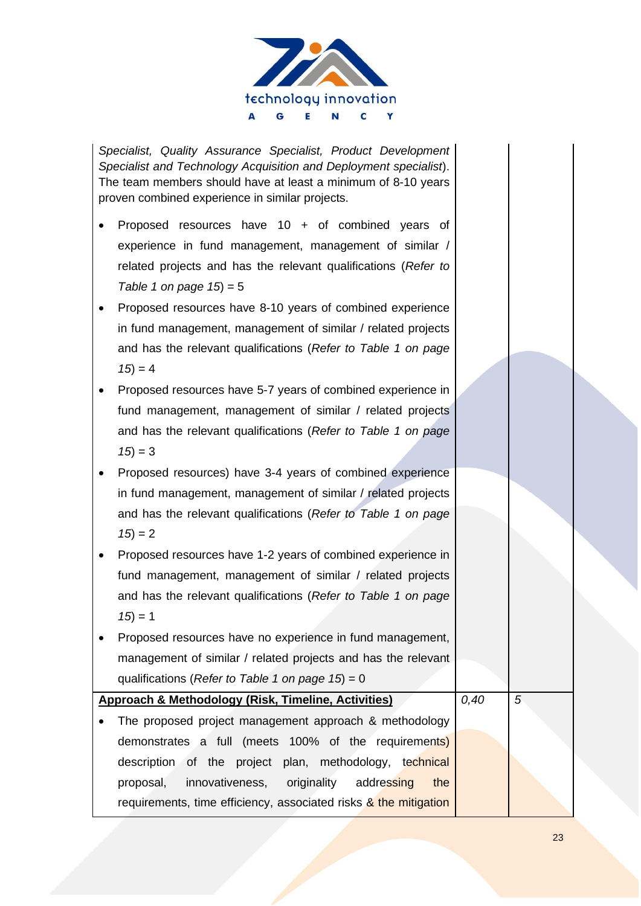| | | |
|---|---|---|
| *Specialist, Quality Assurance Specialist, Product Development Specialist and Technology Acquisition and Deployment specialist*). The team members should have at least a minimum of 8-10 years proven combined experience in similar projects.<br><br>• Proposed resources have 10 + of combined years of experience in fund management, management of similar / related projects and has the relevant qualifications (*Refer to Table 1 on page 15*) = 5<br>• Proposed resources have 8-10 years of combined experience in fund management, management of similar / related projects and has the relevant qualifications (*Refer to Table 1 on page 15*) = 4<br>• Proposed resources have 5-7 years of combined experience in fund management, management of similar / related projects and has the relevant qualifications (*Refer to Table 1 on page 15*) = 3<br>• Proposed resources) have 3-4 years of combined experience in fund management, management of similar / related projects and has the relevant qualifications (*Refer to Table 1 on page 15*) = 2<br>• Proposed resources have 1-2 years of combined experience in fund management, management of similar / related projects and has the relevant qualifications (*Refer to Table 1 on page 15*) = 1<br>• Proposed resources have no experience in fund management, management of similar / related projects and has the relevant qualifications (*Refer to Table 1 on page 15*) = 0 | | |
| **<u>Approach & Methodology (Risk, Timeline, Activities)</u>**<br>• The proposed project management approach & methodology demonstrates a full (meets 100% of the requirements) description of the project plan, methodology, technical proposal, innovativeness, originality addressing the requirements, time efficiency, associated risks & the mitigation | *0,40* | *5* |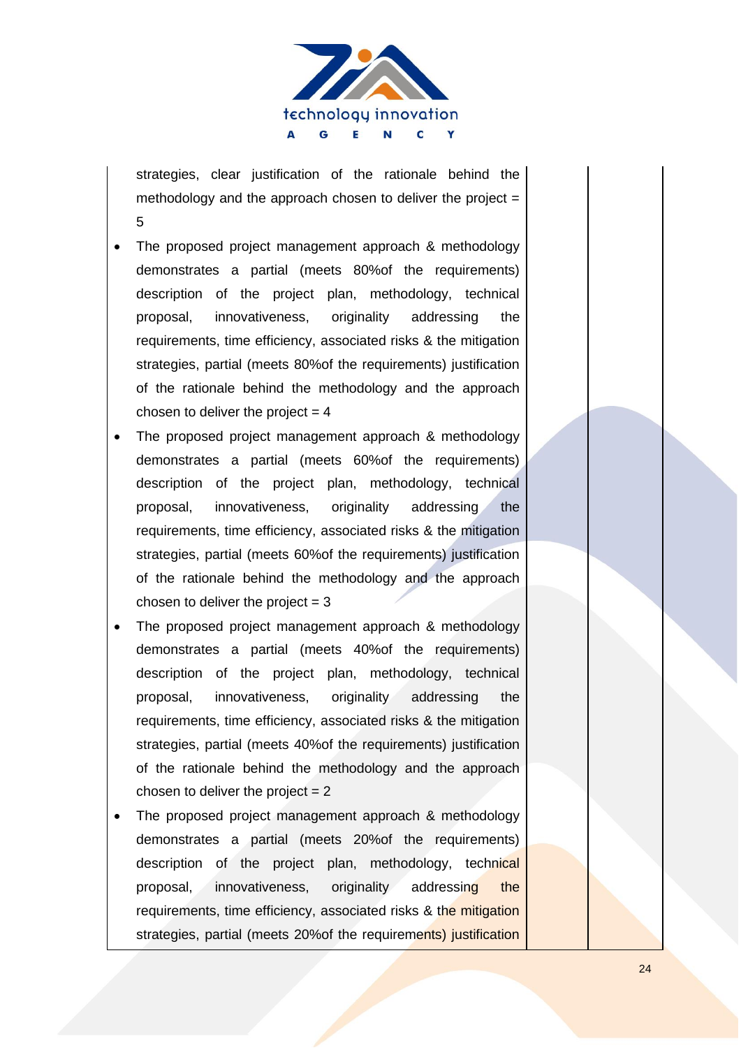| | | |
|---|---|---|
| strategies, clear justification of the rationale behind the methodology and the approach chosen to deliver the project = 5<br>• The proposed project management approach & methodology demonstrates a partial (meets 80%of the requirements) description of the project plan, methodology, technical proposal, innovativeness, originality addressing the requirements, time efficiency, associated risks & the mitigation strategies, partial (meets 80%of the requirements) justification of the rationale behind the methodology and the approach chosen to deliver the project = 4<br>• The proposed project management approach & methodology demonstrates a partial (meets 60%of the requirements) description of the project plan, methodology, technical proposal, innovativeness, originality addressing the requirements, time efficiency, associated risks & the mitigation strategies, partial (meets 60%of the requirements) justification of the rationale behind the methodology and the approach chosen to deliver the project = 3<br>• The proposed project management approach & methodology demonstrates a partial (meets 40%of the requirements) description of the project plan, methodology, technical proposal, innovativeness, originality addressing the requirements, time efficiency, associated risks & the mitigation strategies, partial (meets 40%of the requirements) justification of the rationale behind the methodology and the approach chosen to deliver the project = 2<br>• The proposed project management approach & methodology demonstrates a partial (meets 20%of the requirements) description of the project plan, methodology, technical proposal, innovativeness, originality addressing the requirements, time efficiency, associated risks & the mitigation strategies, partial (meets 20%of the requirements) justification | | |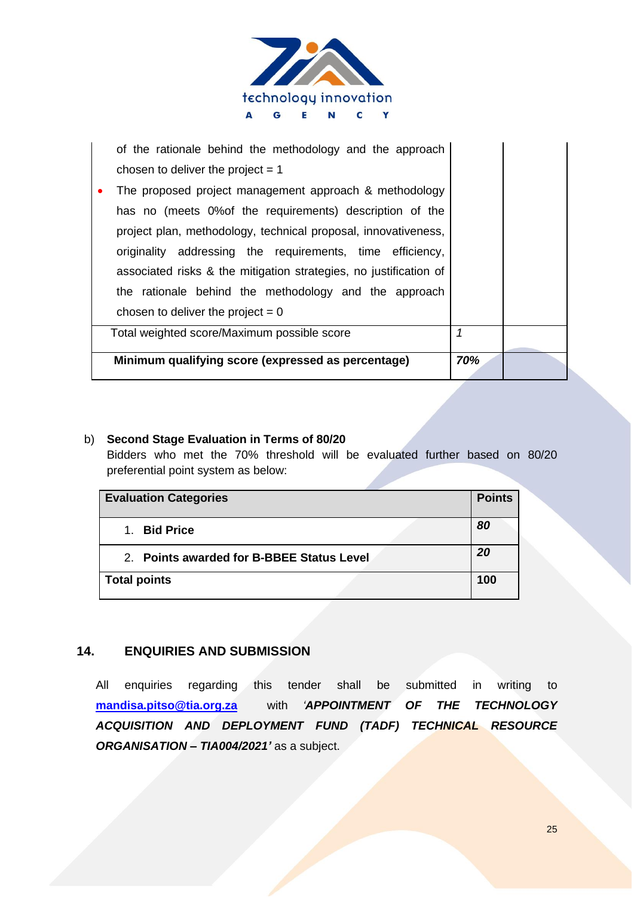| | | |
|---|---|---|
| of the rationale behind the methodology and the approach chosen to deliver the project = 1<br>• The proposed project management approach & methodology has no (meets 0%of the requirements) description of the project plan, methodology, technical proposal, innovativeness, originality addressing the requirements, time efficiency, associated risks & the mitigation strategies, no justification of the rationale behind the methodology and the approach chosen to deliver the project = 0 | | |
| Total weighted score/Maximum possible score | *1* | |
| **Minimum qualifying score (expressed as percentage)** | ***70%*** | |

b) **Second Stage Evaluation in Terms of 80/20**
Bidders who met the 70% threshold will be evaluated further based on 80/20 preferential point system as below:

| Evaluation Categories | Points |
|---|---|
| 1. **Bid Price** | ***80*** |
| 2. **Points awarded for B-BBEE Status Level** | ***20*** |
| **Total points** | **100** |

## 14. ENQUIRIES AND SUBMISSION

All enquiries regarding this tender shall be submitted in writing to **mandisa.pitso@tia.org.za** with ***'APPOINTMENT OF THE TECHNOLOGY ACQUISITION AND DEPLOYMENT FUND (TADF) TECHNICAL RESOURCE ORGANISATION – TIA004/2021'*** as a subject.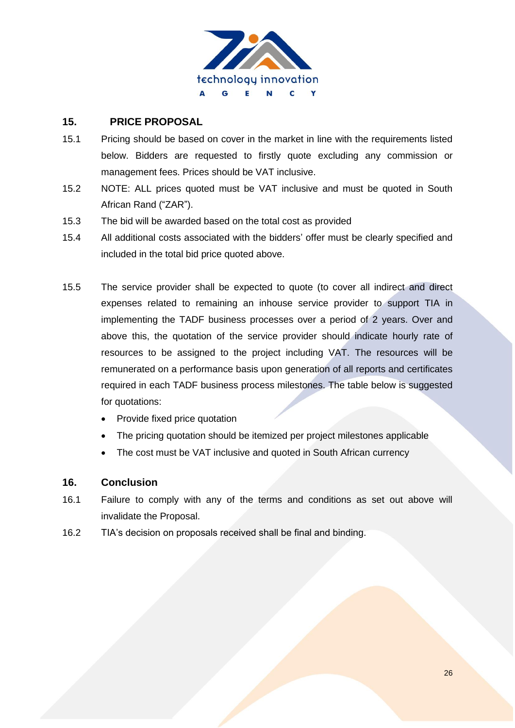## 15. PRICE PROPOSAL

15.1 Pricing should be based on cover in the market in line with the requirements listed below. Bidders are requested to firstly quote excluding any commission or management fees. Prices should be VAT inclusive.

15.2 NOTE: ALL prices quoted must be VAT inclusive and must be quoted in South African Rand ("ZAR").

15.3 The bid will be awarded based on the total cost as provided

15.4 All additional costs associated with the bidders' offer must be clearly specified and included in the total bid price quoted above.

15.5 The service provider shall be expected to quote (to cover all indirect and direct expenses related to remaining an inhouse service provider to support TIA in implementing the TADF business processes over a period of 2 years. Over and above this, the quotation of the service provider should indicate hourly rate of resources to be assigned to the project including VAT. The resources will be remunerated on a performance basis upon generation of all reports and certificates required in each TADF business process milestones. The table below is suggested for quotations:

- Provide fixed price quotation
- The pricing quotation should be itemized per project milestones applicable
- The cost must be VAT inclusive and quoted in South African currency

## 16. Conclusion

16.1 Failure to comply with any of the terms and conditions as set out above will invalidate the Proposal.

16.2 TIA's decision on proposals received shall be final and binding.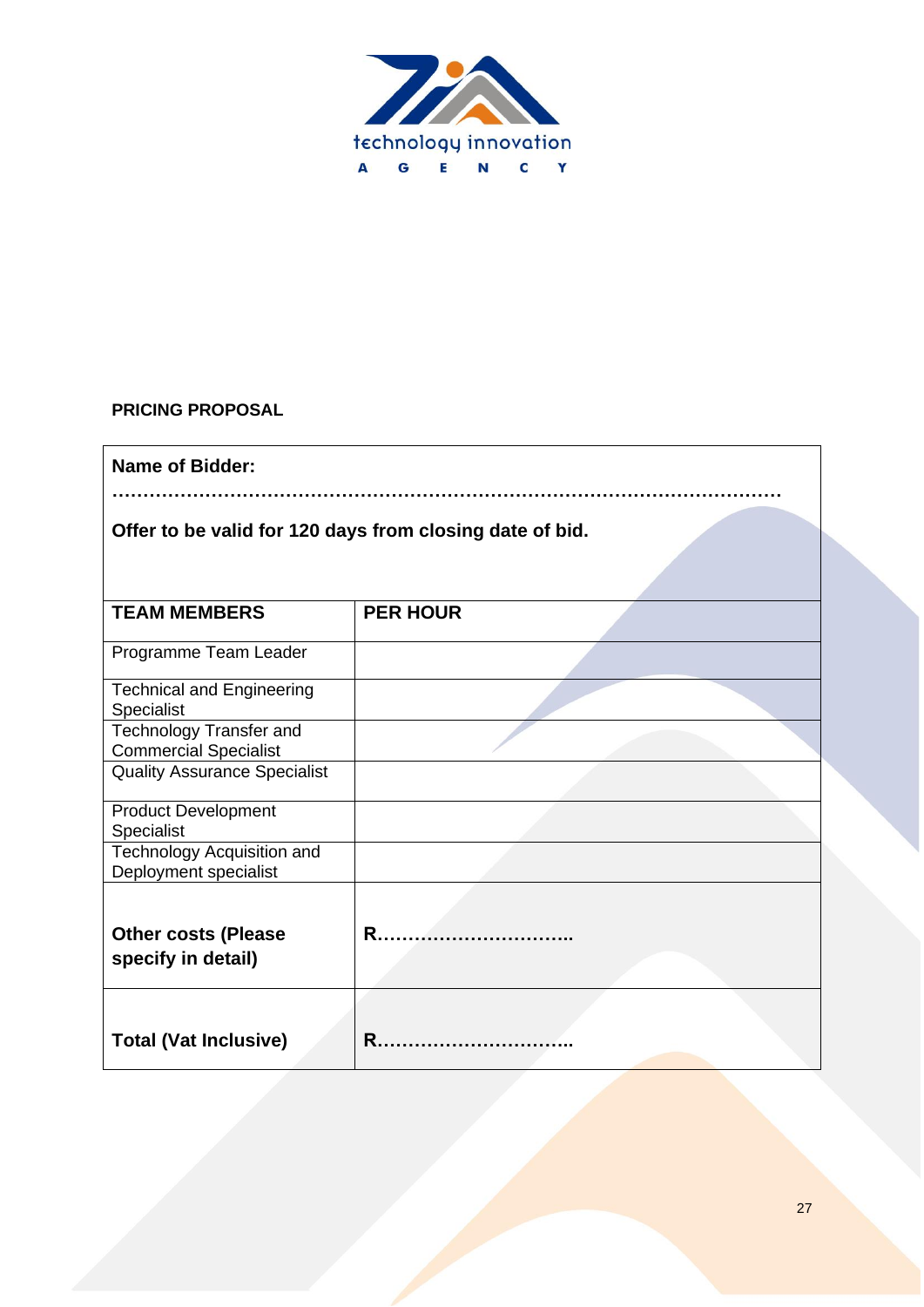**PRICING PROPOSAL**

**Name of Bidder:**

**………………………………………………………………………………………………**

**Offer to be valid for 120 days from closing date of bid.**

| TEAM MEMBERS | PER HOUR |
|---|---|
| Programme Team Leader | |
| Technical and Engineering Specialist | |
| Technology Transfer and Commercial Specialist | |
| Quality Assurance Specialist | |
| Product Development Specialist | |
| Technology Acquisition and Deployment specialist | |
| **Other costs (Please specify in detail)** | **R…………………………..** |
| **Total (Vat Inclusive)** | **R…………………………..** |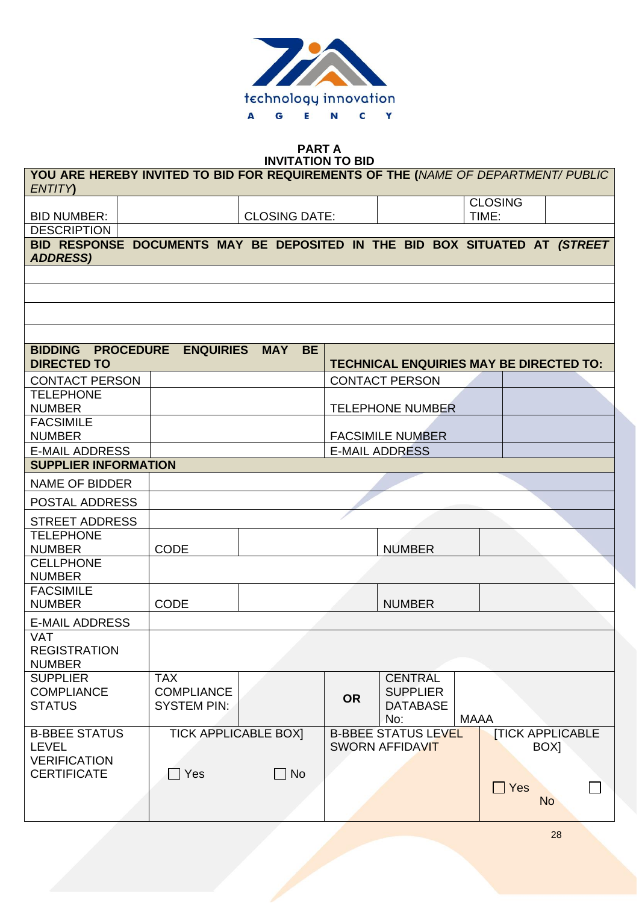## PART A
## INVITATION TO BID

| **YOU ARE HEREBY INVITED TO BID FOR REQUIREMENTS OF THE (*NAME OF DEPARTMENT/ PUBLIC ENTITY*)** | | | | | |
|---|---|---|---|---|---|
| BID NUMBER: | | CLOSING DATE: | | CLOSING TIME: | |
| DESCRIPTION | | | | | |
| **BID RESPONSE DOCUMENTS MAY BE DEPOSITED IN THE BID BOX SITUATED AT *(STREET ADDRESS)*** | | | | | |
| | | | | | |
| | | | | | |
| | | | | | |
| | | | | | |

| **BIDDING PROCEDURE ENQUIRIES MAY BE DIRECTED TO** | | **TECHNICAL ENQUIRIES MAY BE DIRECTED TO:** | |
|---|---|---|---|
| CONTACT PERSON | | CONTACT PERSON | |
| TELEPHONE NUMBER | | TELEPHONE NUMBER | |
| FACSIMILE NUMBER | | FACSIMILE NUMBER | |
| E-MAIL ADDRESS | | E-MAIL ADDRESS | |

| **SUPPLIER INFORMATION** | | | | | | |
|---|---|---|---|---|---|---|
| NAME OF BIDDER | | | | | | |
| POSTAL ADDRESS | | | | | | |
| STREET ADDRESS | | | | | | |
| TELEPHONE NUMBER | CODE | | | NUMBER | | |
| CELLPHONE NUMBER | | | | | | |
| FACSIMILE NUMBER | CODE | | | NUMBER | | |
| E-MAIL ADDRESS | | | | | | |
| VAT REGISTRATION NUMBER | | | | | | |
| SUPPLIER COMPLIANCE STATUS | TAX COMPLIANCE SYSTEM PIN: | | **OR** | CENTRAL SUPPLIER DATABASE No: | MAAA | |
| B-BBEE STATUS LEVEL VERIFICATION CERTIFICATE | TICK APPLICABLE BOX] ☐ Yes ☐ No | | B-BBEE STATUS LEVEL SWORN AFFIDAVIT | | [TICK APPLICABLE BOX] ☐ Yes ☐ No | |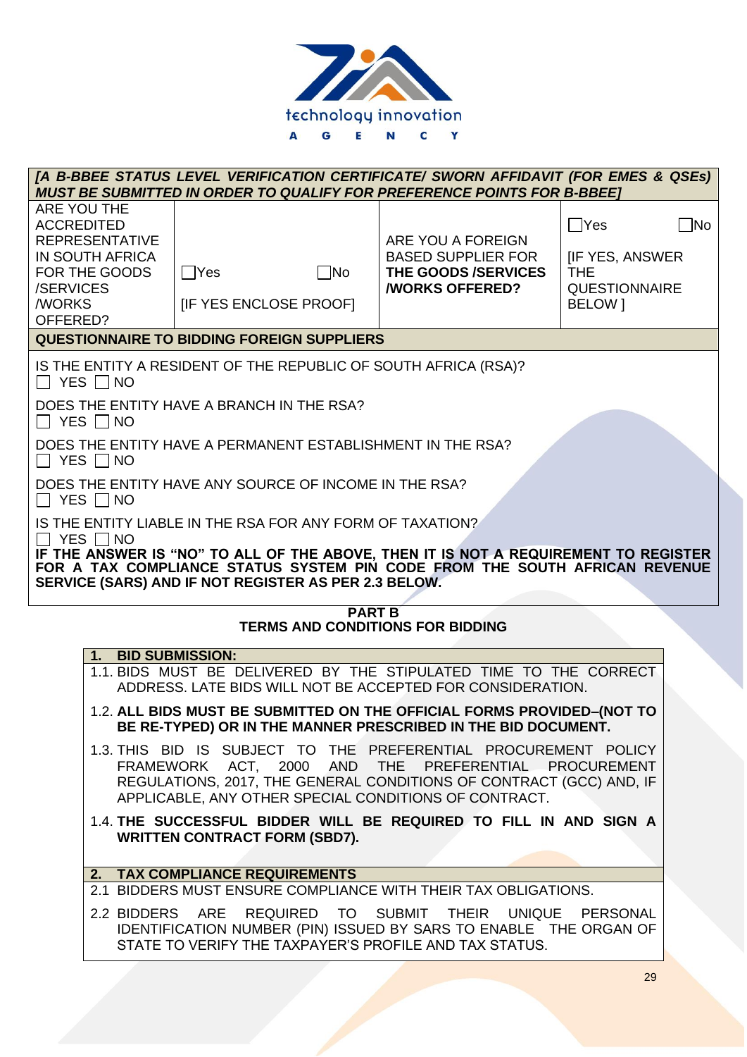| ***[A B-BBEE STATUS LEVEL VERIFICATION CERTIFICATE/ SWORN AFFIDAVIT (FOR EMES & QSEs) MUST BE SUBMITTED IN ORDER TO QUALIFY FOR PREFERENCE POINTS FOR B-BBEE]*** | | | |
|---|---|---|---|
| ARE YOU THE ACCREDITED REPRESENTATIVE IN SOUTH AFRICA FOR THE GOODS /SERVICES /WORKS OFFERED? | ☐Yes ☐No [IF YES ENCLOSE PROOF] | ARE YOU A FOREIGN BASED SUPPLIER FOR **THE GOODS /SERVICES /WORKS OFFERED?** | ☐Yes ☐No [IF YES, ANSWER THE QUESTIONNAIRE BELOW ] |

**QUESTIONNAIRE TO BIDDING FOREIGN SUPPLIERS**

IS THE ENTITY A RESIDENT OF THE REPUBLIC OF SOUTH AFRICA (RSA)?
☐ YES ☐ NO

DOES THE ENTITY HAVE A BRANCH IN THE RSA?
☐ YES ☐ NO

DOES THE ENTITY HAVE A PERMANENT ESTABLISHMENT IN THE RSA?
☐ YES ☐ NO

DOES THE ENTITY HAVE ANY SOURCE OF INCOME IN THE RSA?
☐ YES ☐ NO

IS THE ENTITY LIABLE IN THE RSA FOR ANY FORM OF TAXATION?
☐ YES ☐ NO

**IF THE ANSWER IS "NO" TO ALL OF THE ABOVE, THEN IT IS NOT A REQUIREMENT TO REGISTER FOR A TAX COMPLIANCE STATUS SYSTEM PIN CODE FROM THE SOUTH AFRICAN REVENUE SERVICE (SARS) AND IF NOT REGISTER AS PER 2.3 BELOW.**

## PART B
## TERMS AND CONDITIONS FOR BIDDING

**1. BID SUBMISSION:**

1.1. BIDS MUST BE DELIVERED BY THE STIPULATED TIME TO THE CORRECT ADDRESS. LATE BIDS WILL NOT BE ACCEPTED FOR CONSIDERATION.

1.2. **ALL BIDS MUST BE SUBMITTED ON THE OFFICIAL FORMS PROVIDED–(NOT TO BE RE-TYPED) OR IN THE MANNER PRESCRIBED IN THE BID DOCUMENT.**

1.3. THIS BID IS SUBJECT TO THE PREFERENTIAL PROCUREMENT POLICY FRAMEWORK ACT, 2000 AND THE PREFERENTIAL PROCUREMENT REGULATIONS, 2017, THE GENERAL CONDITIONS OF CONTRACT (GCC) AND, IF APPLICABLE, ANY OTHER SPECIAL CONDITIONS OF CONTRACT.

1.4. **THE SUCCESSFUL BIDDER WILL BE REQUIRED TO FILL IN AND SIGN A WRITTEN CONTRACT FORM (SBD7).**

**2. TAX COMPLIANCE REQUIREMENTS**

2.1 BIDDERS MUST ENSURE COMPLIANCE WITH THEIR TAX OBLIGATIONS.

2.2 BIDDERS ARE REQUIRED TO SUBMIT THEIR UNIQUE PERSONAL IDENTIFICATION NUMBER (PIN) ISSUED BY SARS TO ENABLE THE ORGAN OF STATE TO VERIFY THE TAXPAYER'S PROFILE AND TAX STATUS.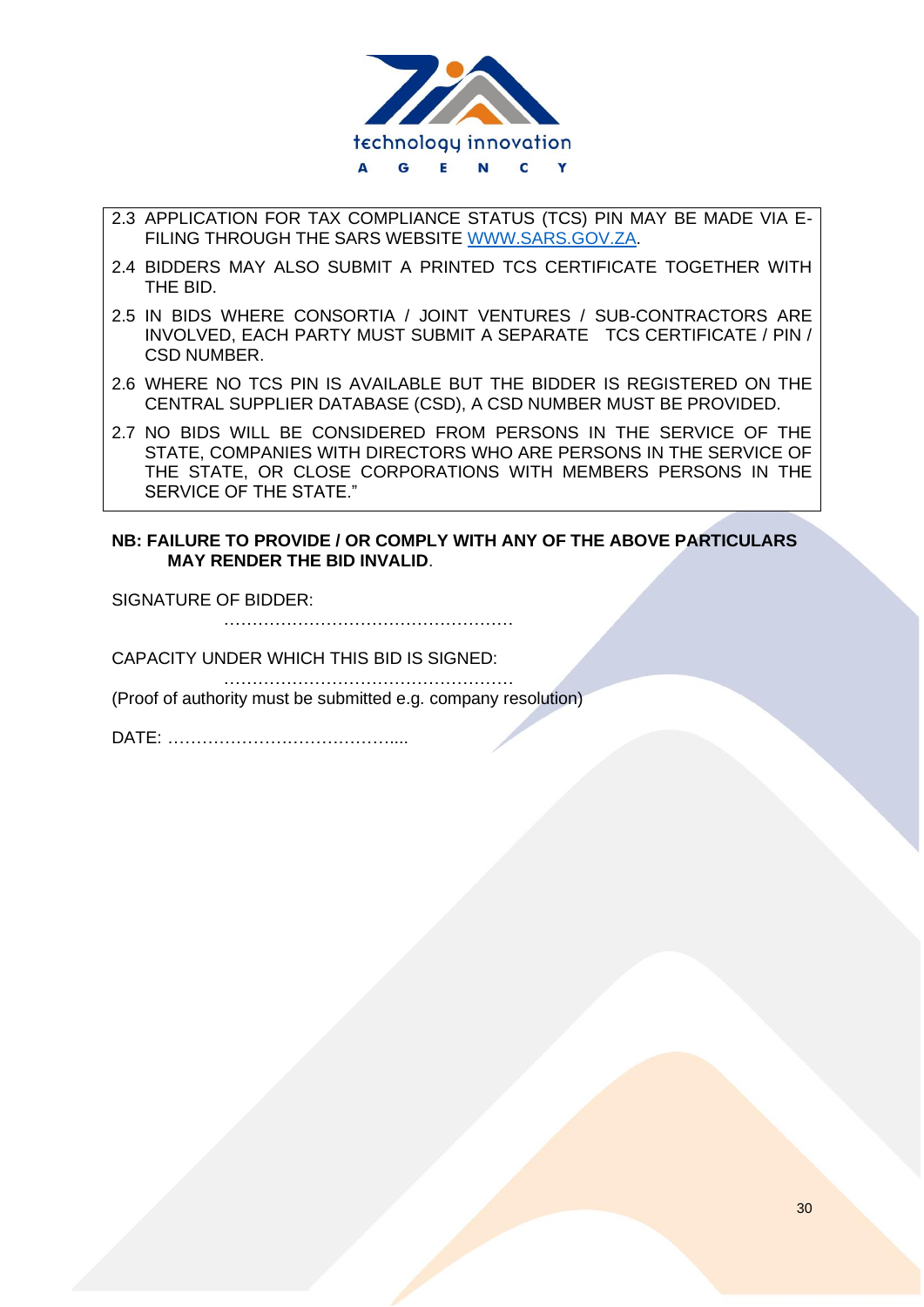2.3 APPLICATION FOR TAX COMPLIANCE STATUS (TCS) PIN MAY BE MADE VIA E-FILING THROUGH THE SARS WEBSITE [WWW.SARS.GOV.ZA](http://www.sars.gov.za).

2.4 BIDDERS MAY ALSO SUBMIT A PRINTED TCS CERTIFICATE TOGETHER WITH THE BID.

2.5 IN BIDS WHERE CONSORTIA / JOINT VENTURES / SUB-CONTRACTORS ARE INVOLVED, EACH PARTY MUST SUBMIT A SEPARATE TCS CERTIFICATE / PIN / CSD NUMBER.

2.6 WHERE NO TCS PIN IS AVAILABLE BUT THE BIDDER IS REGISTERED ON THE CENTRAL SUPPLIER DATABASE (CSD), A CSD NUMBER MUST BE PROVIDED.

2.7 NO BIDS WILL BE CONSIDERED FROM PERSONS IN THE SERVICE OF THE STATE, COMPANIES WITH DIRECTORS WHO ARE PERSONS IN THE SERVICE OF THE STATE, OR CLOSE CORPORATIONS WITH MEMBERS PERSONS IN THE SERVICE OF THE STATE."

**NB: FAILURE TO PROVIDE / OR COMPLY WITH ANY OF THE ABOVE PARTICULARS MAY RENDER THE BID INVALID**.

SIGNATURE OF BIDDER: ……………………………………………

CAPACITY UNDER WHICH THIS BID IS SIGNED: ……………………………………………

(Proof of authority must be submitted e.g. company resolution)

DATE: …………………………………....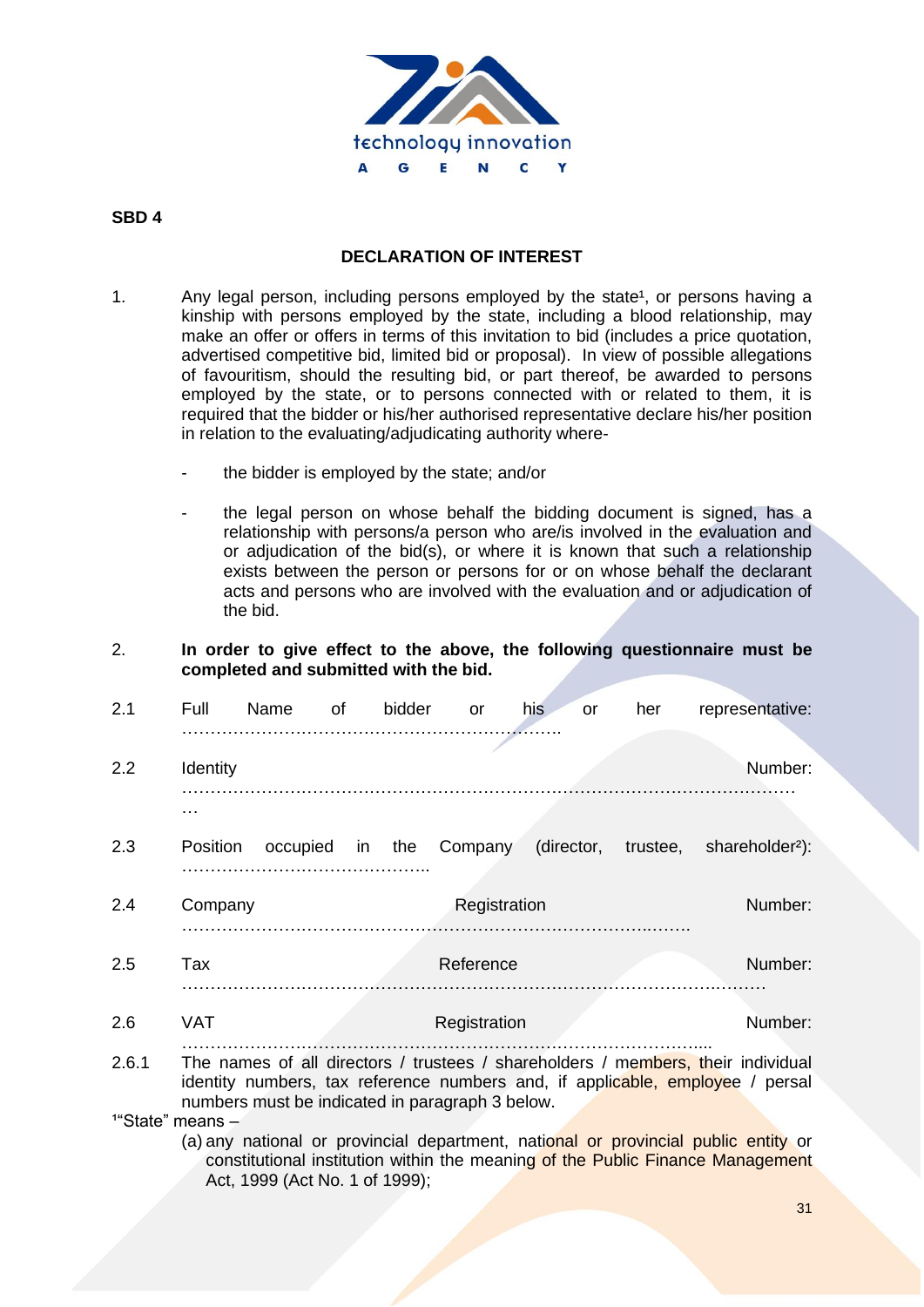**SBD 4**

**DECLARATION OF INTEREST**

1. Any legal person, including persons employed by the state[1], or persons having a kinship with persons employed by the state, including a blood relationship, may make an offer or offers in terms of this invitation to bid (includes a price quotation, advertised competitive bid, limited bid or proposal). In view of possible allegations of favouritism, should the resulting bid, or part thereof, be awarded to persons employed by the state, or to persons connected with or related to them, it is required that the bidder or his/her authorised representative declare his/her position in relation to the evaluating/adjudicating authority where-

   - the bidder is employed by the state; and/or

   - the legal person on whose behalf the bidding document is signed, has a relationship with persons/a person who are/is involved in the evaluation and or adjudication of the bid(s), or where it is known that such a relationship exists between the person or persons for or on whose behalf the declarant acts and persons who are involved with the evaluation and or adjudication of the bid.

2. **In order to give effect to the above, the following questionnaire must be completed and submitted with the bid.**

2.1 Full Name of bidder or his or her representative: ……………………………………………………………..

2.2 Identity Number: ………………………………………………………………………………………………………

2.3 Position occupied in the Company (director, trustee, shareholder[2]): ……………………………………..

2.4 Company Registration Number: ……………………………………………………………………………….

2.5 Tax Reference Number: ……………………………………………………………………………………………

2.6 VAT Registration Number: ……………………………………………………………………………………....

2.6.1 The names of all directors / trustees / shareholders / members, their individual identity numbers, tax reference numbers and, if applicable, employee / persal numbers must be indicated in paragraph 3 below.

[1]"State" means –

(a) any national or provincial department, national or provincial public entity or constitutional institution within the meaning of the Public Finance Management Act, 1999 (Act No. 1 of 1999);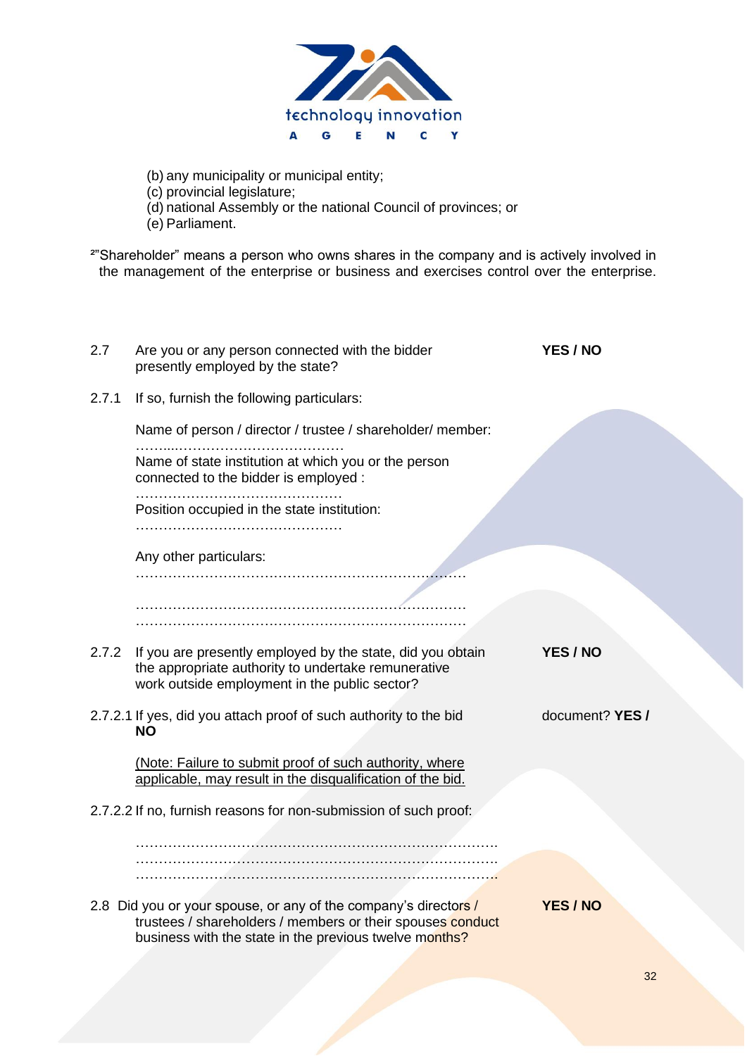(b) any municipality or municipal entity;
(c) provincial legislature;
(d) national Assembly or the national Council of provinces; or
(e) Parliament.

[2]"Shareholder" means a person who owns shares in the company and is actively involved in the management of the enterprise or business and exercises control over the enterprise.

2.7 Are you or any person connected with the bidder presently employed by the state? **YES / NO**

2.7.1 If so, furnish the following particulars:

Name of person / director / trustee / shareholder/ member: ……...………………………………

Name of state institution at which you or the person connected to the bidder is employed : ………………………………………

Position occupied in the state institution: ………………………………………

Any other particulars:
………………………………………………………………
………………………………………………………………
………………………………………………………………

2.7.2 If you are presently employed by the state, did you obtain the appropriate authority to undertake remunerative work outside employment in the public sector? **YES / NO**

2.7.2.1 If yes, did you attach proof of such authority to the bid document? **YES / NO**

<u>(Note: Failure to submit proof of such authority, where applicable, may result in the disqualification of the bid.</u>

2.7.2.2 If no, furnish reasons for non-submission of such proof:

……………………………………………………………………
……………………………………………………………………
……………………………………………………………………

2.8 Did you or your spouse, or any of the company's directors / trustees / shareholders / members or their spouses conduct business with the state in the previous twelve months? **YES / NO**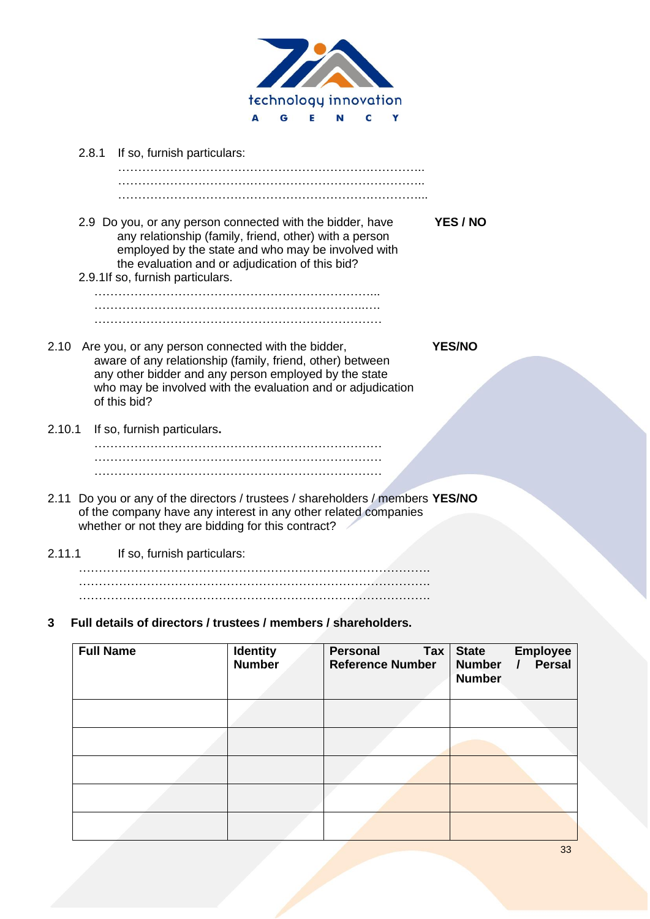2.8.1 If so, furnish particulars:

…………………………………………………………………….
…………………………………………………………………….
…………………………………………………………………….

2.9 Do you, or any person connected with the bidder, have any relationship (family, friend, other) with a person employed by the state and who may be involved with the evaluation and or adjudication of this bid? **YES / NO**

2.9.1 If so, furnish particulars.

………………………………………………………………….
………………………………………………………………….
………………………………………………………………….

2.10 Are you, or any person connected with the bidder, aware of any relationship (family, friend, other) between any other bidder and any person employed by the state who may be involved with the evaluation and or adjudication of this bid? **YES/NO**

2.10.1 If so, furnish particulars**.**

………………………………………………………………….
………………………………………………………………….
………………………………………………………………….

2.11 Do you or any of the directors / trustees / shareholders / members of the company have any interest in any other related companies whether or not they are bidding for this contract? **YES/NO**

2.11.1 If so, furnish particulars:

…………………………………………………………………………….
…………………………………………………………………………….
…………………………………………………………………………….

## 3 Full details of directors / trustees / members / shareholders.

| Full Name | Identity Number | Personal Tax Reference Number | State Employee Number / Persal Number |
|---|---|---|---|
| | | | |
| | | | |
| | | | |
| | | | |
| | | | |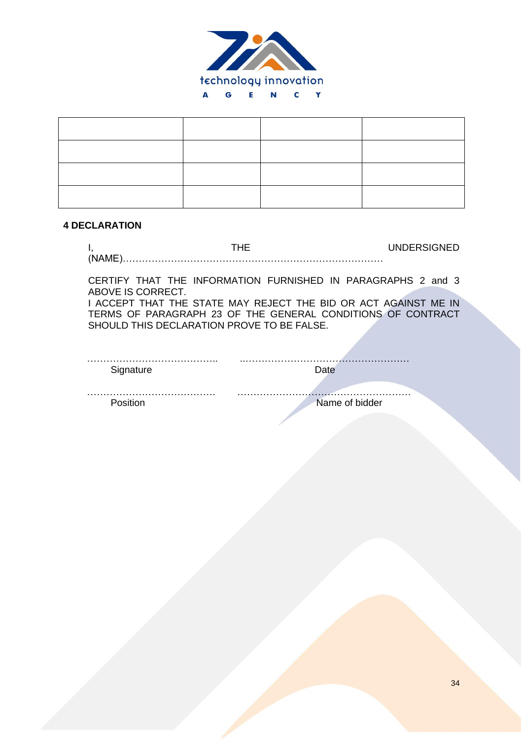|  |  |  |  |
|---|---|---|---|
|  |  |  |  |
|  |  |  |  |
|  |  |  |  |

**4 DECLARATION**

I, THE UNDERSIGNED (NAME)………………………………………………………………………

CERTIFY THAT THE INFORMATION FURNISHED IN PARAGRAPHS 2 and 3 ABOVE IS CORRECT.
I ACCEPT THAT THE STATE MAY REJECT THE BID OR ACT AGAINST ME IN TERMS OF PARAGRAPH 23 OF THE GENERAL CONDITIONS OF CONTRACT SHOULD THIS DECLARATION PROVE TO BE FALSE.

………………………………….. ..……………………………………………
Signature Date

…………………………………. ………………………………………………
Position Name of bidder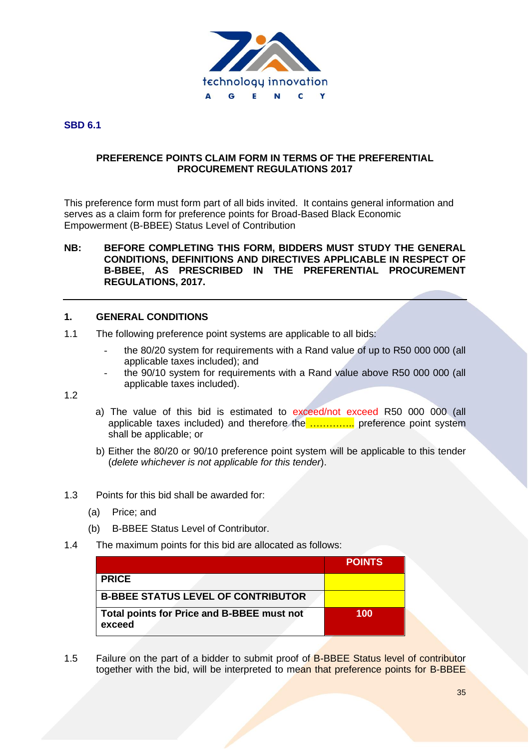**SBD 6.1**

**PREFERENCE POINTS CLAIM FORM IN TERMS OF THE PREFERENTIAL PROCUREMENT REGULATIONS 2017**

This preference form must form part of all bids invited. It contains general information and serves as a claim for preference points for Broad-Based Black Economic Empowerment (B-BBEE) Status Level of Contribution

**NB: BEFORE COMPLETING THIS FORM, BIDDERS MUST STUDY THE GENERAL CONDITIONS, DEFINITIONS AND DIRECTIVES APPLICABLE IN RESPECT OF B-BBEE, AS PRESCRIBED IN THE PREFERENTIAL PROCUREMENT REGULATIONS, 2017.**

---

## 1. GENERAL CONDITIONS

1.1 The following preference point systems are applicable to all bids:

- the 80/20 system for requirements with a Rand value of up to R50 000 000 (all applicable taxes included); and
- the 90/10 system for requirements with a Rand value above R50 000 000 (all applicable taxes included).

1.2

a) The value of this bid is estimated to exceed/not exceed R50 000 000 (all applicable taxes included) and therefore the ………….. preference point system shall be applicable; or

b) Either the 80/20 or 90/10 preference point system will be applicable to this tender (*delete whichever is not applicable for this tender*).

1.3 Points for this bid shall be awarded for:

(a) Price; and

(b) B-BBEE Status Level of Contributor.

1.4 The maximum points for this bid are allocated as follows:

| | POINTS |
|---|---|
| **PRICE** | |
| **B-BBEE STATUS LEVEL OF CONTRIBUTOR** | |
| **Total points for Price and B-BBEE must not exceed** | **100** |

1.5 Failure on the part of a bidder to submit proof of B-BBEE Status level of contributor together with the bid, will be interpreted to mean that preference points for B-BBEE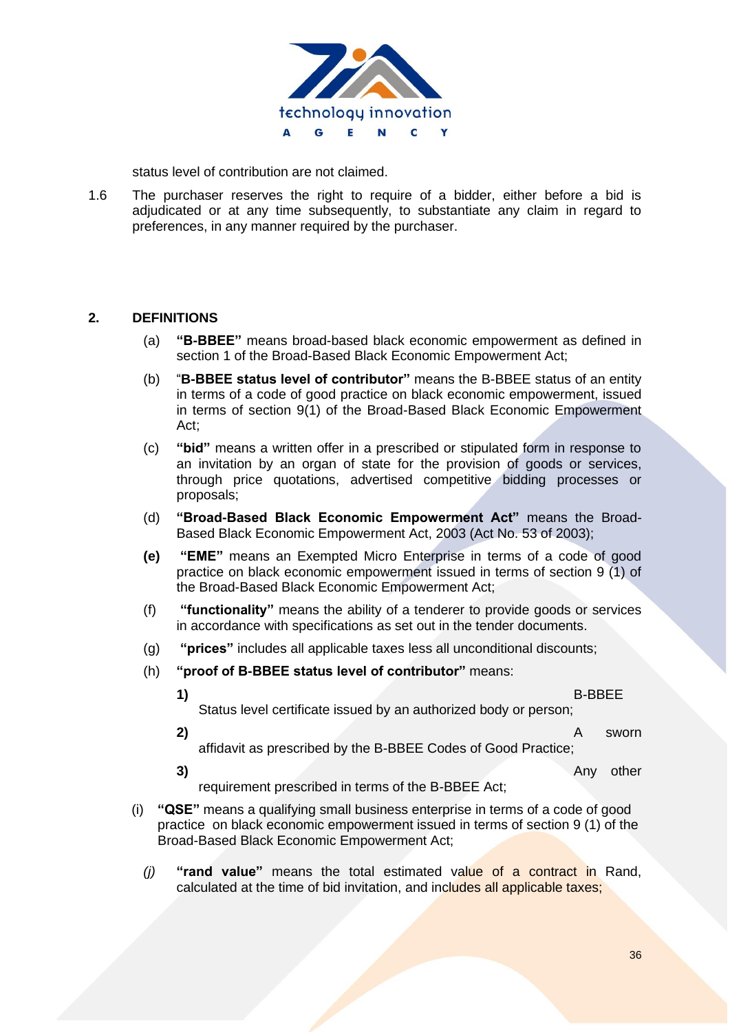status level of contribution are not claimed.

1.6 The purchaser reserves the right to require of a bidder, either before a bid is adjudicated or at any time subsequently, to substantiate any claim in regard to preferences, in any manner required by the purchaser.

## 2. DEFINITIONS

(a) **"B-BBEE"** means broad-based black economic empowerment as defined in section 1 of the Broad-Based Black Economic Empowerment Act;

(b) "**B-BBEE status level of contributor"** means the B-BBEE status of an entity in terms of a code of good practice on black economic empowerment, issued in terms of section 9(1) of the Broad-Based Black Economic Empowerment Act;

(c) **"bid"** means a written offer in a prescribed or stipulated form in response to an invitation by an organ of state for the provision of goods or services, through price quotations, advertised competitive bidding processes or proposals;

(d) **"Broad-Based Black Economic Empowerment Act"** means the Broad-Based Black Economic Empowerment Act, 2003 (Act No. 53 of 2003);

**(e)** **"EME"** means an Exempted Micro Enterprise in terms of a code of good practice on black economic empowerment issued in terms of section 9 (1) of the Broad-Based Black Economic Empowerment Act;

(f) **"functionality"** means the ability of a tenderer to provide goods or services in accordance with specifications as set out in the tender documents.

(g) **"prices"** includes all applicable taxes less all unconditional discounts;

(h) **"proof of B-BBEE status level of contributor"** means:

**1)** B-BBEE Status level certificate issued by an authorized body or person;

**2)** A sworn affidavit as prescribed by the B-BBEE Codes of Good Practice;

**3)** Any other requirement prescribed in terms of the B-BBEE Act;

(i) **"QSE"** means a qualifying small business enterprise in terms of a code of good practice on black economic empowerment issued in terms of section 9 (1) of the Broad-Based Black Economic Empowerment Act;

*(j)* **"rand value"** means the total estimated value of a contract in Rand, calculated at the time of bid invitation, and includes all applicable taxes;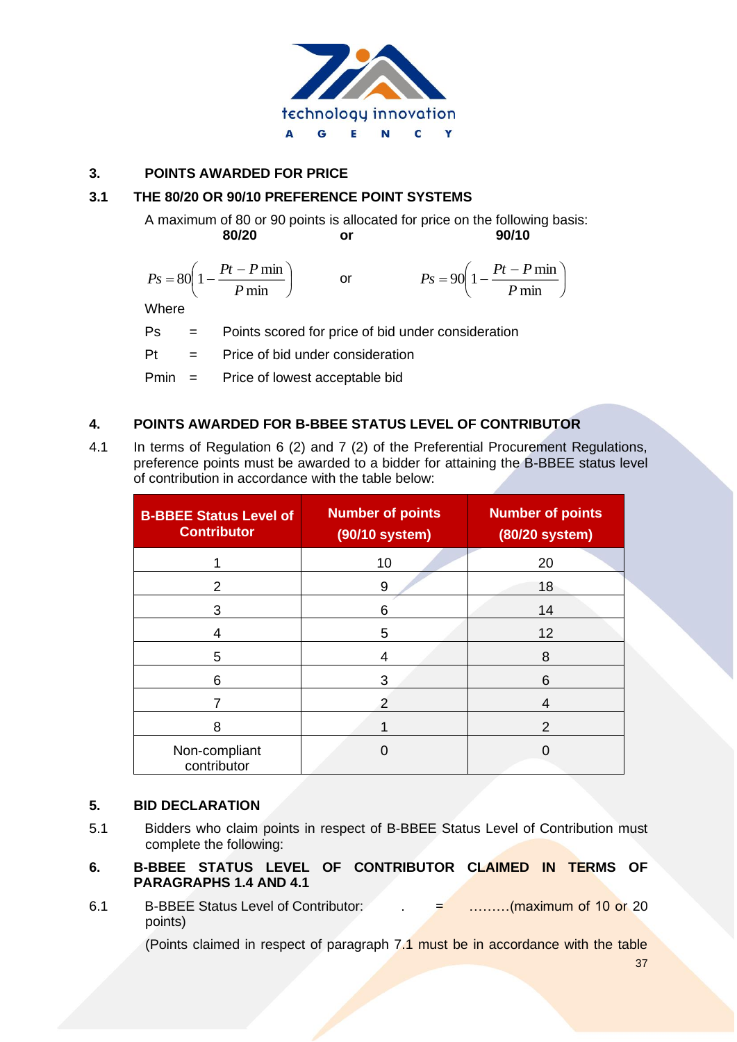## 3. POINTS AWARDED FOR PRICE

### 3.1 THE 80/20 OR 90/10 PREFERENCE POINT SYSTEMS

A maximum of 80 or 90 points is allocated for price on the following basis:

**80/20** or **90/10**

$$Ps = 80\left(1 - \frac{Pt - P\min}{P\min}\right) \quad \text{or} \quad Ps = 90\left(1 - \frac{Pt - P\min}{P\min}\right)$$

Where

Ps = Points scored for price of bid under consideration

Pt = Price of bid under consideration

Pmin = Price of lowest acceptable bid

## 4. POINTS AWARDED FOR B-BBEE STATUS LEVEL OF CONTRIBUTOR

4.1 In terms of Regulation 6 (2) and 7 (2) of the Preferential Procurement Regulations, preference points must be awarded to a bidder for attaining the B-BBEE status level of contribution in accordance with the table below:

| B-BBEE Status Level of Contributor | Number of points (90/10 system) | Number of points (80/20 system) |
|---|---|---|
| 1 | 10 | 20 |
| 2 | 9 | 18 |
| 3 | 6 | 14 |
| 4 | 5 | 12 |
| 5 | 4 | 8 |
| 6 | 3 | 6 |
| 7 | 2 | 4 |
| 8 | 1 | 2 |
| Non-compliant contributor | 0 | 0 |

## 5. BID DECLARATION

5.1 Bidders who claim points in respect of B-BBEE Status Level of Contribution must complete the following:

## 6. B-BBEE STATUS LEVEL OF CONTRIBUTOR CLAIMED IN TERMS OF PARAGRAPHS 1.4 AND 4.1

6.1 B-BBEE Status Level of Contributor: . = ………(maximum of 10 or 20 points)

(Points claimed in respect of paragraph 7.1 must be in accordance with the table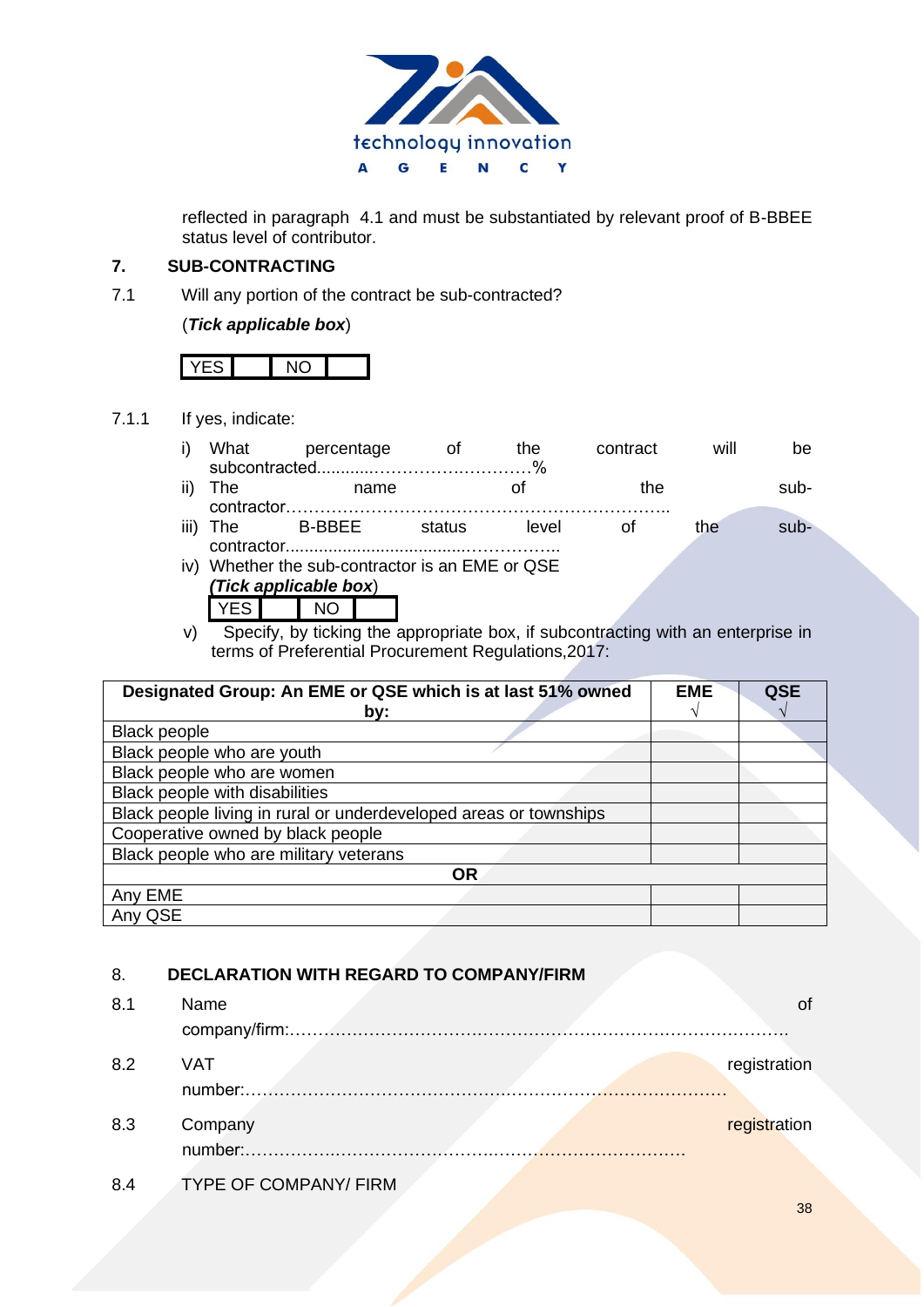reflected in paragraph 4.1 and must be substantiated by relevant proof of B-BBEE status level of contributor.

## 7. SUB-CONTRACTING

7.1 Will any portion of the contract be sub-contracted?

(***Tick applicable box***)

| YES | | NO | |
|---|---|---|---|

7.1.1 If yes, indicate:

i) What percentage of the contract will be subcontracted............…………….………….%

ii) The name of the sub-contractor…………………………………………………………..

iii) The B-BBEE status level of the sub-contractor......................................……………..

iv) Whether the sub-contractor is an EME or QSE
***(Tick applicable box)***

| YES | | NO | |
|---|---|---|---|

v) Specify, by ticking the appropriate box, if subcontracting with an enterprise in terms of Preferential Procurement Regulations,2017:

| Designated Group: An EME or QSE which is at last 51% owned by: | EME √ | QSE √ |
|---|---|---|
| Black people | | |
| Black people who are youth | | |
| Black people who are women | | |
| Black people with disabilities | | |
| Black people living in rural or underdeveloped areas or townships | | |
| Cooperative owned by black people | | |
| Black people who are military veterans | | |
| **OR** | | |
| Any EME | | |
| Any QSE | | |

## 8. DECLARATION WITH REGARD TO COMPANY/FIRM

8.1 Name of company/firm:…………………………………………………………………………….

8.2 VAT registration number:……………………………………….………………………………

8.3 Company registration number:…………….……………………….…………………………

8.4 TYPE OF COMPANY/ FIRM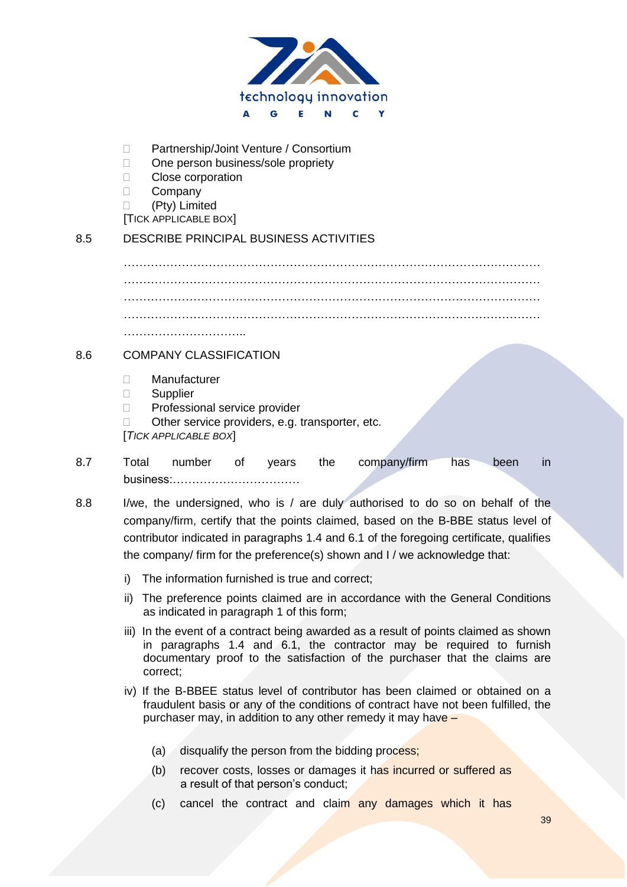- ☐ Partnership/Joint Venture / Consortium
- ☐ One person business/sole propriety
- ☐ Close corporation
- ☐ Company
- ☐ (Pty) Limited

[TICK APPLICABLE BOX]

8.5 DESCRIBE PRINCIPAL BUSINESS ACTIVITIES

…………………………………………………………………………………………………
…………………………………………………………………………………………………
…………………………………………………………………………………………………
…………………………………………………………………………………………………
…………………………..

8.6 COMPANY CLASSIFICATION

- ☐ Manufacturer
- ☐ Supplier
- ☐ Professional service provider
- ☐ Other service providers, e.g. transporter, etc.

[*TICK APPLICABLE BOX*]

8.7 Total number of years the company/firm has been in business:……………………………

8.8 I/we, the undersigned, who is / are duly authorised to do so on behalf of the company/firm, certify that the points claimed, based on the B-BBE status level of contributor indicated in paragraphs 1.4 and 6.1 of the foregoing certificate, qualifies the company/ firm for the preference(s) shown and I / we acknowledge that:

i) The information furnished is true and correct;

ii) The preference points claimed are in accordance with the General Conditions as indicated in paragraph 1 of this form;

iii) In the event of a contract being awarded as a result of points claimed as shown in paragraphs 1.4 and 6.1, the contractor may be required to furnish documentary proof to the satisfaction of the purchaser that the claims are correct;

iv) If the B-BBEE status level of contributor has been claimed or obtained on a fraudulent basis or any of the conditions of contract have not been fulfilled, the purchaser may, in addition to any other remedy it may have –

(a) disqualify the person from the bidding process;

(b) recover costs, losses or damages it has incurred or suffered as a result of that person's conduct;

(c) cancel the contract and claim any damages which it has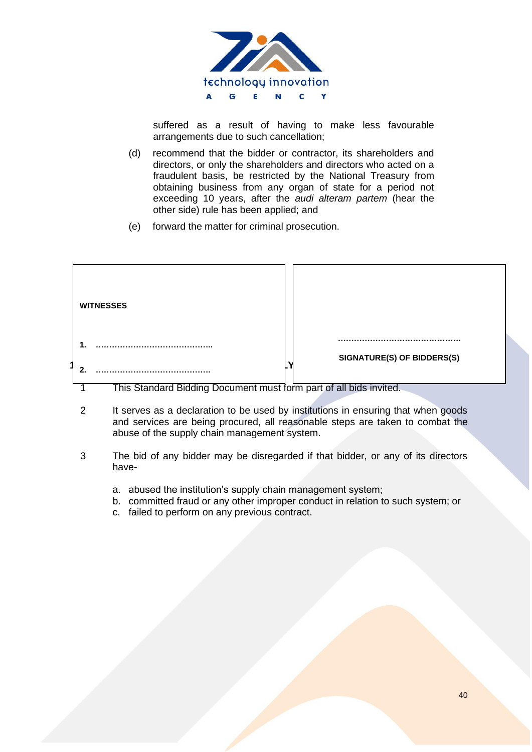suffered as a result of having to make less favourable arrangements due to such cancellation;

(d) recommend that the bidder or contractor, its shareholders and directors, or only the shareholders and directors who acted on a fraudulent basis, be restricted by the National Treasury from obtaining business from any organ of state for a period not exceeding 10 years, after the *audi alteram partem* (hear the other side) rule has been applied; and

(e) forward the matter for criminal prosecution.

| **WITNESSES** | |
|---|---|
| **1.** ……………………………………. | ……………………………………… |
| **2.** ……………………………………. | **SIGNATURE(S) OF BIDDERS(S)** |

1 This Standard Bidding Document must form part of all bids invited.

2 It serves as a declaration to be used by institutions in ensuring that when goods and services are being procured, all reasonable steps are taken to combat the abuse of the supply chain management system.

3 The bid of any bidder may be disregarded if that bidder, or any of its directors have-

a. abused the institution's supply chain management system;
b. committed fraud or any other improper conduct in relation to such system; or
c. failed to perform on any previous contract.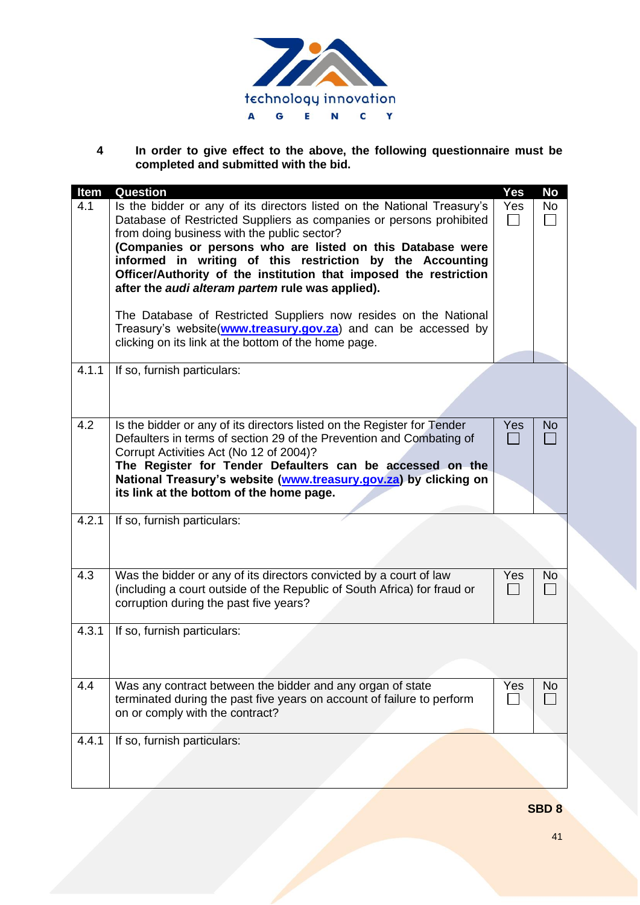**4 In order to give effect to the above, the following questionnaire must be completed and submitted with the bid.**

| Item | Question | Yes | No |
|---|---|---|---|
| 4.1 | Is the bidder or any of its directors listed on the National Treasury's Database of Restricted Suppliers as companies or persons prohibited from doing business with the public sector?<br>**(Companies or persons who are listed on this Database were informed in writing of this restriction by the Accounting Officer/Authority of the institution that imposed the restriction after the *audi alteram partem* rule was applied).**<br><br>The Database of Restricted Suppliers now resides on the National Treasury's website(**www.treasury.gov.za**) and can be accessed by clicking on its link at the bottom of the home page. | Yes ☐ | No ☐ |
| 4.1.1 | If so, furnish particulars: | | |
| 4.2 | Is the bidder or any of its directors listed on the Register for Tender Defaulters in terms of section 29 of the Prevention and Combating of Corrupt Activities Act (No 12 of 2004)?<br>**The Register for Tender Defaulters can be accessed on the National Treasury's website (www.treasury.gov.za) by clicking on its link at the bottom of the home page.** | Yes ☐ | No ☐ |
| 4.2.1 | If so, furnish particulars: | | |
| 4.3 | Was the bidder or any of its directors convicted by a court of law (including a court outside of the Republic of South Africa) for fraud or corruption during the past five years? | Yes ☐ | No ☐ |
| 4.3.1 | If so, furnish particulars: | | |
| 4.4 | Was any contract between the bidder and any organ of state terminated during the past five years on account of failure to perform on or comply with the contract? | Yes ☐ | No ☐ |
| 4.4.1 | If so, furnish particulars: | | |

**SBD 8**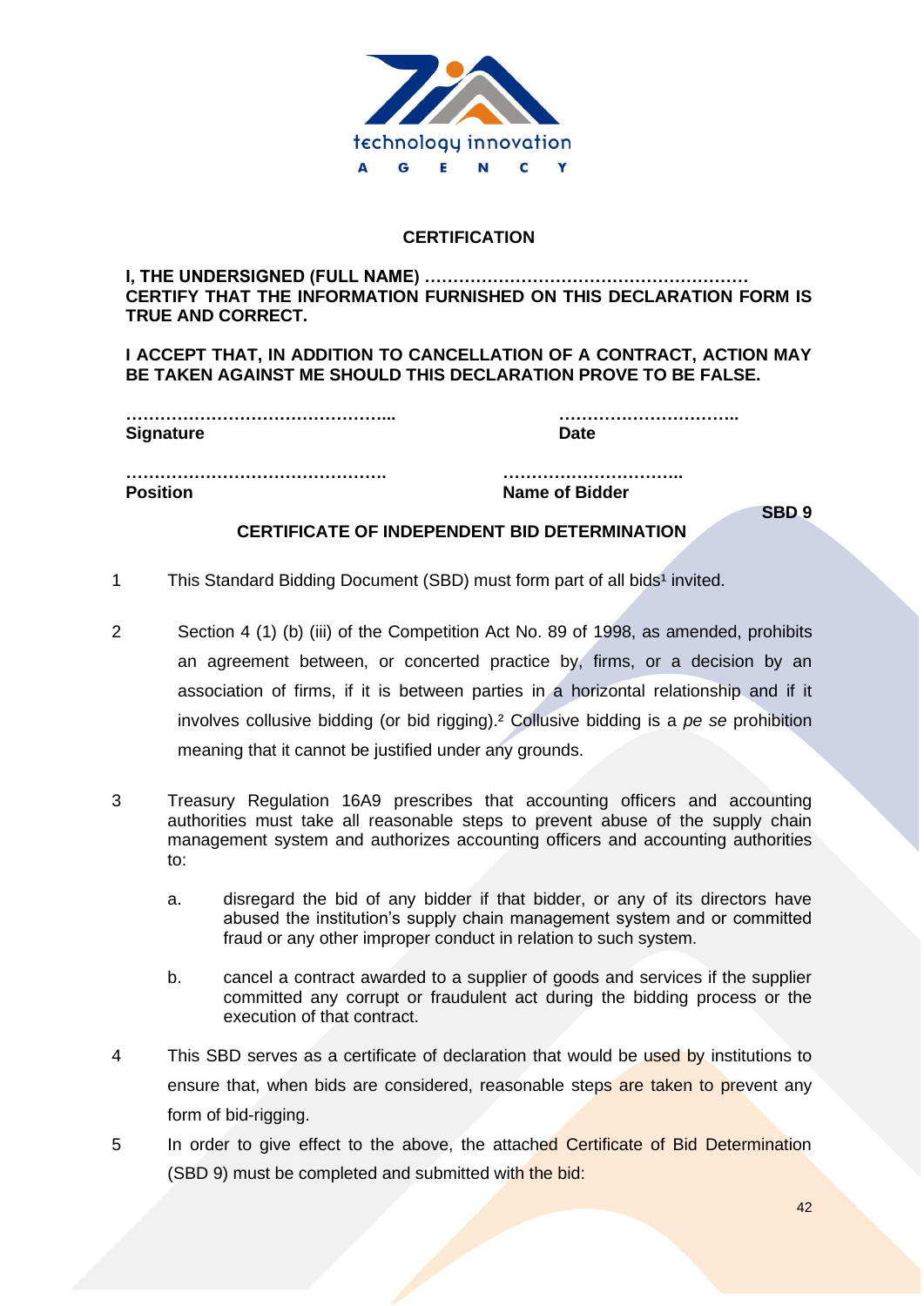## CERTIFICATION

**I, THE UNDERSIGNED (FULL NAME) ………………………………………………… CERTIFY THAT THE INFORMATION FURNISHED ON THIS DECLARATION FORM IS TRUE AND CORRECT.**

**I ACCEPT THAT, IN ADDITION TO CANCELLATION OF A CONTRACT, ACTION MAY BE TAKEN AGAINST ME SHOULD THIS DECLARATION PROVE TO BE FALSE.**

**………………………………………...**
**Signature**

**…………………………..**
**Date**

**……………………………………….**
**Position**

**…………………………..**
**Name of Bidder**

**SBD 9**

## CERTIFICATE OF INDEPENDENT BID DETERMINATION

1. This Standard Bidding Document (SBD) must form part of all bids[1] invited.

2. Section 4 (1) (b) (iii) of the Competition Act No. 89 of 1998, as amended, prohibits an agreement between, or concerted practice by, firms, or a decision by an association of firms, if it is between parties in a horizontal relationship and if it involves collusive bidding (or bid rigging).[2] Collusive bidding is a *pe se* prohibition meaning that it cannot be justified under any grounds.

3. Treasury Regulation 16A9 prescribes that accounting officers and accounting authorities must take all reasonable steps to prevent abuse of the supply chain management system and authorizes accounting officers and accounting authorities to:

   a. disregard the bid of any bidder if that bidder, or any of its directors have abused the institution's supply chain management system and or committed fraud or any other improper conduct in relation to such system.

   b. cancel a contract awarded to a supplier of goods and services if the supplier committed any corrupt or fraudulent act during the bidding process or the execution of that contract.

4. This SBD serves as a certificate of declaration that would be used by institutions to ensure that, when bids are considered, reasonable steps are taken to prevent any form of bid-rigging.

5. In order to give effect to the above, the attached Certificate of Bid Determination (SBD 9) must be completed and submitted with the bid: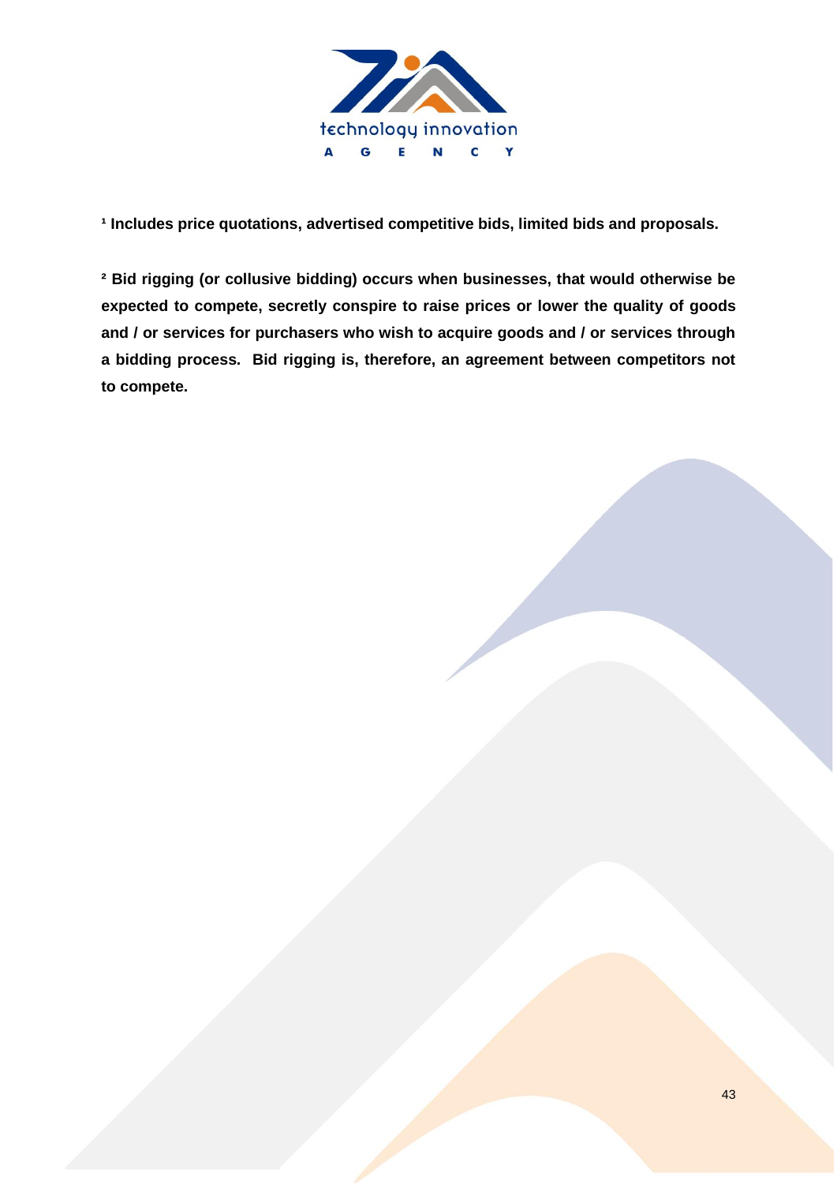**[1] Includes price quotations, advertised competitive bids, limited bids and proposals.**

**[2] Bid rigging (or collusive bidding) occurs when businesses, that would otherwise be expected to compete, secretly conspire to raise prices or lower the quality of goods and / or services for purchasers who wish to acquire goods and / or services through a bidding process. Bid rigging is, therefore, an agreement between competitors not to compete.**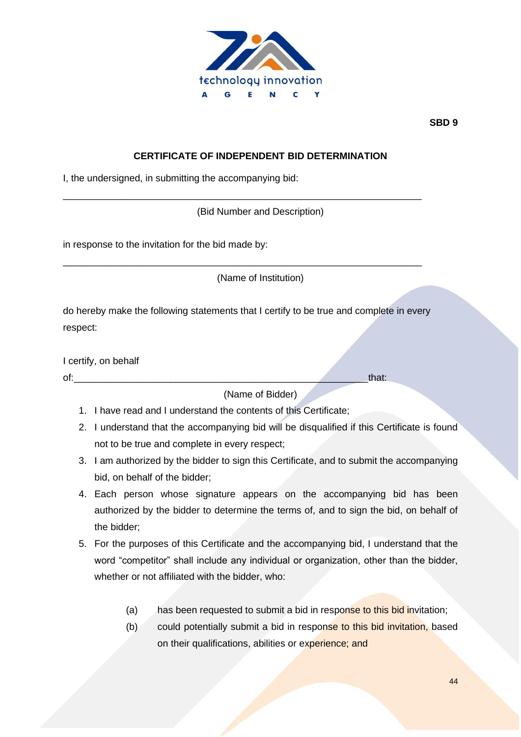SBD 9

## CERTIFICATE OF INDEPENDENT BID DETERMINATION

I, the undersigned, in submitting the accompanying bid:

\_\_\_\_\_\_\_\_\_\_\_\_\_\_\_\_\_\_\_\_\_\_\_\_\_\_\_\_\_\_\_\_\_\_\_\_\_\_\_\_\_\_\_\_\_\_\_\_\_\_\_\_\_\_\_\_\_\_\_\_\_\_\_\_

(Bid Number and Description)

in response to the invitation for the bid made by:

\_\_\_\_\_\_\_\_\_\_\_\_\_\_\_\_\_\_\_\_\_\_\_\_\_\_\_\_\_\_\_\_\_\_\_\_\_\_\_\_\_\_\_\_\_\_\_\_\_\_\_\_\_\_\_\_\_\_\_\_\_\_\_\_

(Name of Institution)

do hereby make the following statements that I certify to be true and complete in every respect:

I certify, on behalf of:\_\_\_\_\_\_\_\_\_\_\_\_\_\_\_\_\_\_\_\_\_\_\_\_\_\_\_\_\_\_\_\_\_\_\_\_\_\_\_\_\_\_\_\_\_\_\_\_\_\_\_\_\_that:

(Name of Bidder)

1. I have read and I understand the contents of this Certificate;
2. I understand that the accompanying bid will be disqualified if this Certificate is found not to be true and complete in every respect;
3. I am authorized by the bidder to sign this Certificate, and to submit the accompanying bid, on behalf of the bidder;
4. Each person whose signature appears on the accompanying bid has been authorized by the bidder to determine the terms of, and to sign the bid, on behalf of the bidder;
5. For the purposes of this Certificate and the accompanying bid, I understand that the word "competitor" shall include any individual or organization, other than the bidder, whether or not affiliated with the bidder, who:

   (a) has been requested to submit a bid in response to this bid invitation;

   (b) could potentially submit a bid in response to this bid invitation, based on their qualifications, abilities or experience; and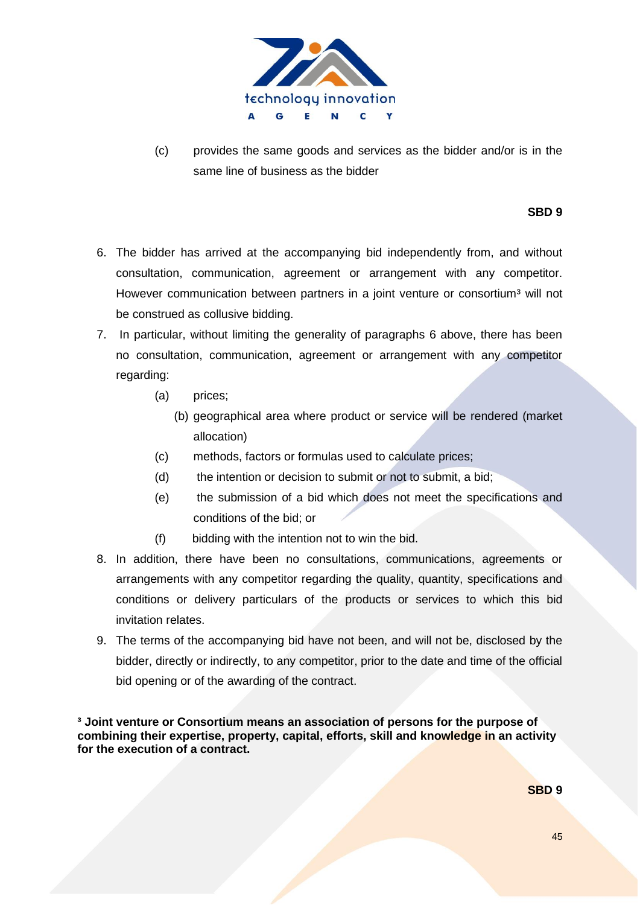(c) provides the same goods and services as the bidder and/or is in the same line of business as the bidder

**SBD 9**

6. The bidder has arrived at the accompanying bid independently from, and without consultation, communication, agreement or arrangement with any competitor. However communication between partners in a joint venture or consortium[3] will not be construed as collusive bidding.
7. In particular, without limiting the generality of paragraphs 6 above, there has been no consultation, communication, agreement or arrangement with any competitor regarding:
   - (a) prices;
   - (b) geographical area where product or service will be rendered (market allocation)
   - (c) methods, factors or formulas used to calculate prices;
   - (d) the intention or decision to submit or not to submit, a bid;
   - (e) the submission of a bid which does not meet the specifications and conditions of the bid; or
   - (f) bidding with the intention not to win the bid.
8. In addition, there have been no consultations, communications, agreements or arrangements with any competitor regarding the quality, quantity, specifications and conditions or delivery particulars of the products or services to which this bid invitation relates.
9. The terms of the accompanying bid have not been, and will not be, disclosed by the bidder, directly or indirectly, to any competitor, prior to the date and time of the official bid opening or of the awarding of the contract.

**[3] Joint venture or Consortium means an association of persons for the purpose of combining their expertise, property, capital, efforts, skill and knowledge in an activity for the execution of a contract.**

**SBD 9**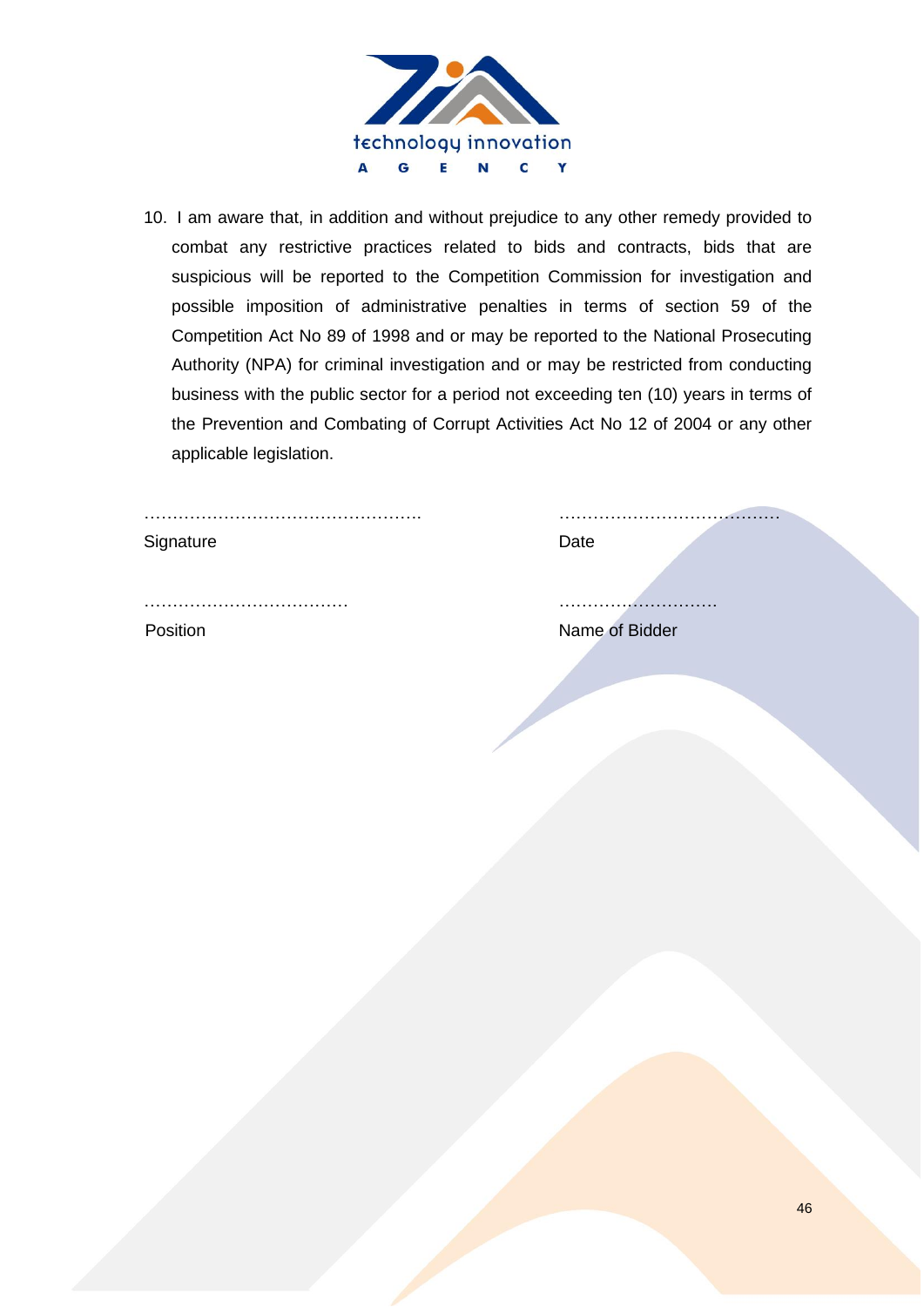10. I am aware that, in addition and without prejudice to any other remedy provided to combat any restrictive practices related to bids and contracts, bids that are suspicious will be reported to the Competition Commission for investigation and possible imposition of administrative penalties in terms of section 59 of the Competition Act No 89 of 1998 and or may be reported to the National Prosecuting Authority (NPA) for criminal investigation and or may be restricted from conducting business with the public sector for a period not exceeding ten (10) years in terms of the Prevention and Combating of Corrupt Activities Act No 12 of 2004 or any other applicable legislation.

………………………………………….  
Signature

…………………………………  
Date

………………………………  
Position

………………………  
Name of Bidder